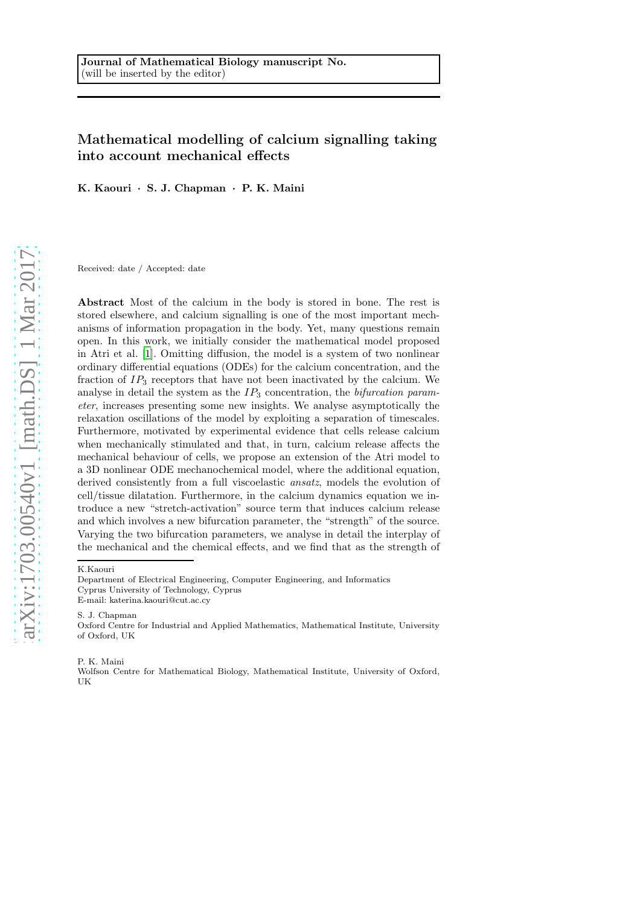Journal of Mathematical Biology manuscript No.
(will be inserted by the editor)

# Mathematical modelling of calcium signalling taking into account mechanical effects

**K. Kaouri · S. J. Chapman · P. K. Maini**

Received: date / Accepted: date

**Abstract** Most of the calcium in the body is stored in bone. The rest is stored elsewhere, and calcium signalling is one of the most important mechanisms of information propagation in the body. Yet, many questions remain open. In this work, we initially consider the mathematical model proposed in Atri et al. [1]. Omitting diffusion, the model is a system of two nonlinear ordinary differential equations (ODEs) for the calcium concentration, and the fraction of $IP_3$ receptors that have not been inactivated by the calcium. We analyse in detail the system as the $IP_3$ concentration, the *bifurcation parameter*, increases presenting some new insights. We analyse asymptotically the relaxation oscillations of the model by exploiting a separation of timescales. Furthermore, motivated by experimental evidence that cells release calcium when mechanically stimulated and that, in turn, calcium release affects the mechanical behaviour of cells, we propose an extension of the Atri model to a 3D nonlinear ODE mechanochemical model, where the additional equation, derived consistently from a full viscoelastic *ansatz*, models the evolution of cell/tissue dilatation. Furthermore, in the calcium dynamics equation we introduce a new "stretch-activation" source term that induces calcium release and which involves a new bifurcation parameter, the "strength" of the source. Varying the two bifurcation parameters, we analyse in detail the interplay of the mechanical and the chemical effects, and we find that as the strength of

K.Kaouri
Department of Electrical Engineering, Computer Engineering, and Informatics
Cyprus University of Technology, Cyprus
E-mail: katerina.kaouri@cut.ac.cy

S. J. Chapman
Oxford Centre for Industrial and Applied Mathematics, Mathematical Institute, University of Oxford, UK

P. K. Maini
Wolfson Centre for Mathematical Biology, Mathematical Institute, University of Oxford, UK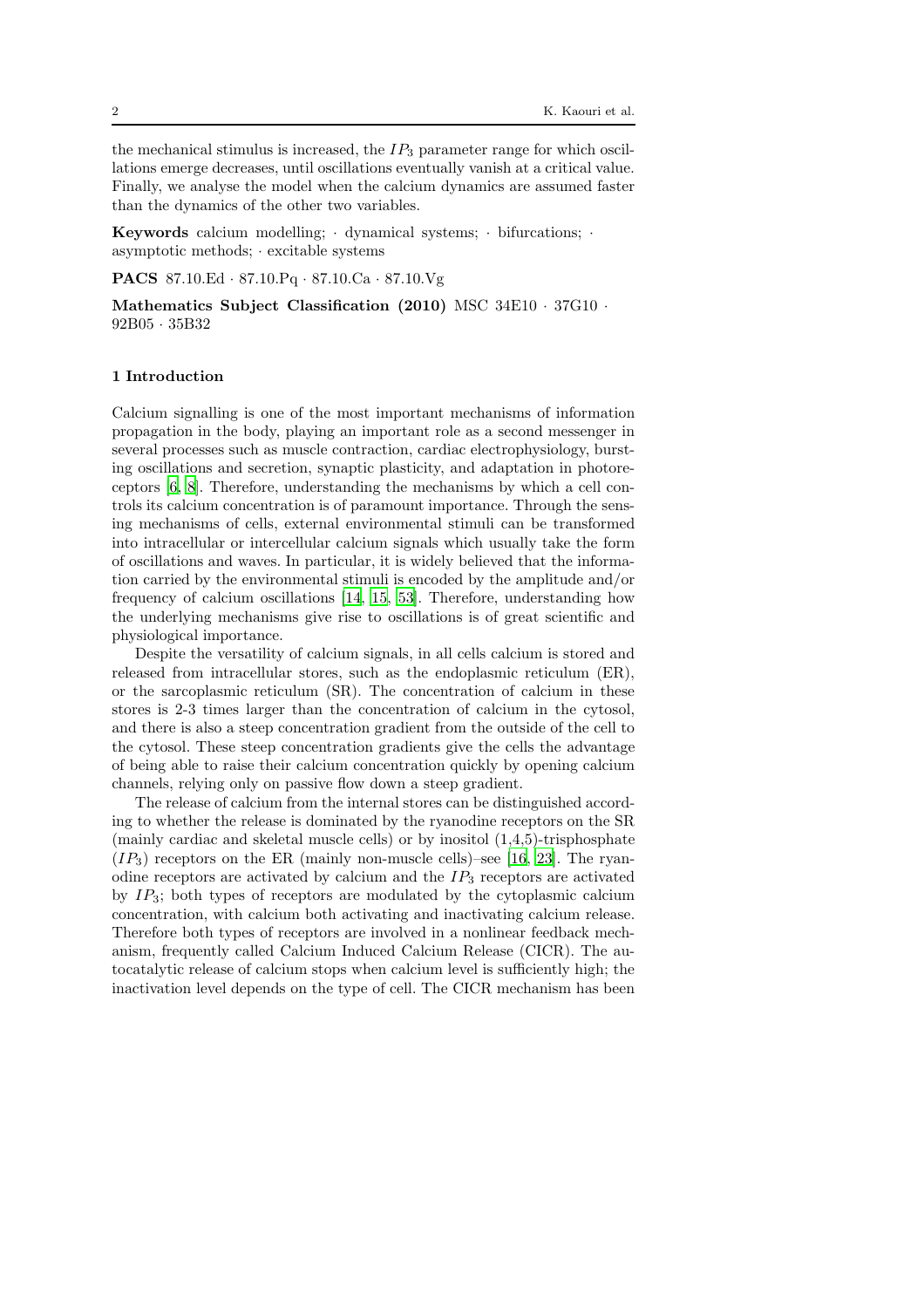the mechanical stimulus is increased, the $IP_3$ parameter range for which oscillations emerge decreases, until oscillations eventually vanish at a critical value. Finally, we analyse the model when the calcium dynamics are assumed faster than the dynamics of the other two variables.

**Keywords** calcium modelling; · dynamical systems; · bifurcations; · asymptotic methods; · excitable systems

**PACS** 87.10.Ed · 87.10.Pq · 87.10.Ca · 87.10.Vg

**Mathematics Subject Classification (2010)** MSC 34E10 · 37G10 · 92B05 · 35B32

## 1 Introduction

Calcium signalling is one of the most important mechanisms of information propagation in the body, playing an important role as a second messenger in several processes such as muscle contraction, cardiac electrophysiology, bursting oscillations and secretion, synaptic plasticity, and adaptation in photoreceptors [6, 8]. Therefore, understanding the mechanisms by which a cell controls its calcium concentration is of paramount importance. Through the sensing mechanisms of cells, external environmental stimuli can be transformed into intracellular or intercellular calcium signals which usually take the form of oscillations and waves. In particular, it is widely believed that the information carried by the environmental stimuli is encoded by the amplitude and/or frequency of calcium oscillations [14, 15, 53]. Therefore, understanding how the underlying mechanisms give rise to oscillations is of great scientific and physiological importance.

Despite the versatility of calcium signals, in all cells calcium is stored and released from intracellular stores, such as the endoplasmic reticulum (ER), or the sarcoplasmic reticulum (SR). The concentration of calcium in these stores is 2-3 times larger than the concentration of calcium in the cytosol, and there is also a steep concentration gradient from the outside of the cell to the cytosol. These steep concentration gradients give the cells the advantage of being able to raise their calcium concentration quickly by opening calcium channels, relying only on passive flow down a steep gradient.

The release of calcium from the internal stores can be distinguished according to whether the release is dominated by the ryanodine receptors on the SR (mainly cardiac and skeletal muscle cells) or by inositol (1,4,5)-trisphosphate ($IP_3$) receptors on the ER (mainly non-muscle cells)–see [16, 23]. The ryanodine receptors are activated by calcium and the $IP_3$ receptors are activated by $IP_3$; both types of receptors are modulated by the cytoplasmic calcium concentration, with calcium both activating and inactivating calcium release. Therefore both types of receptors are involved in a nonlinear feedback mechanism, frequently called Calcium Induced Calcium Release (CICR). The autocatalytic release of calcium stops when calcium level is sufficiently high; the inactivation level depends on the type of cell. The CICR mechanism has been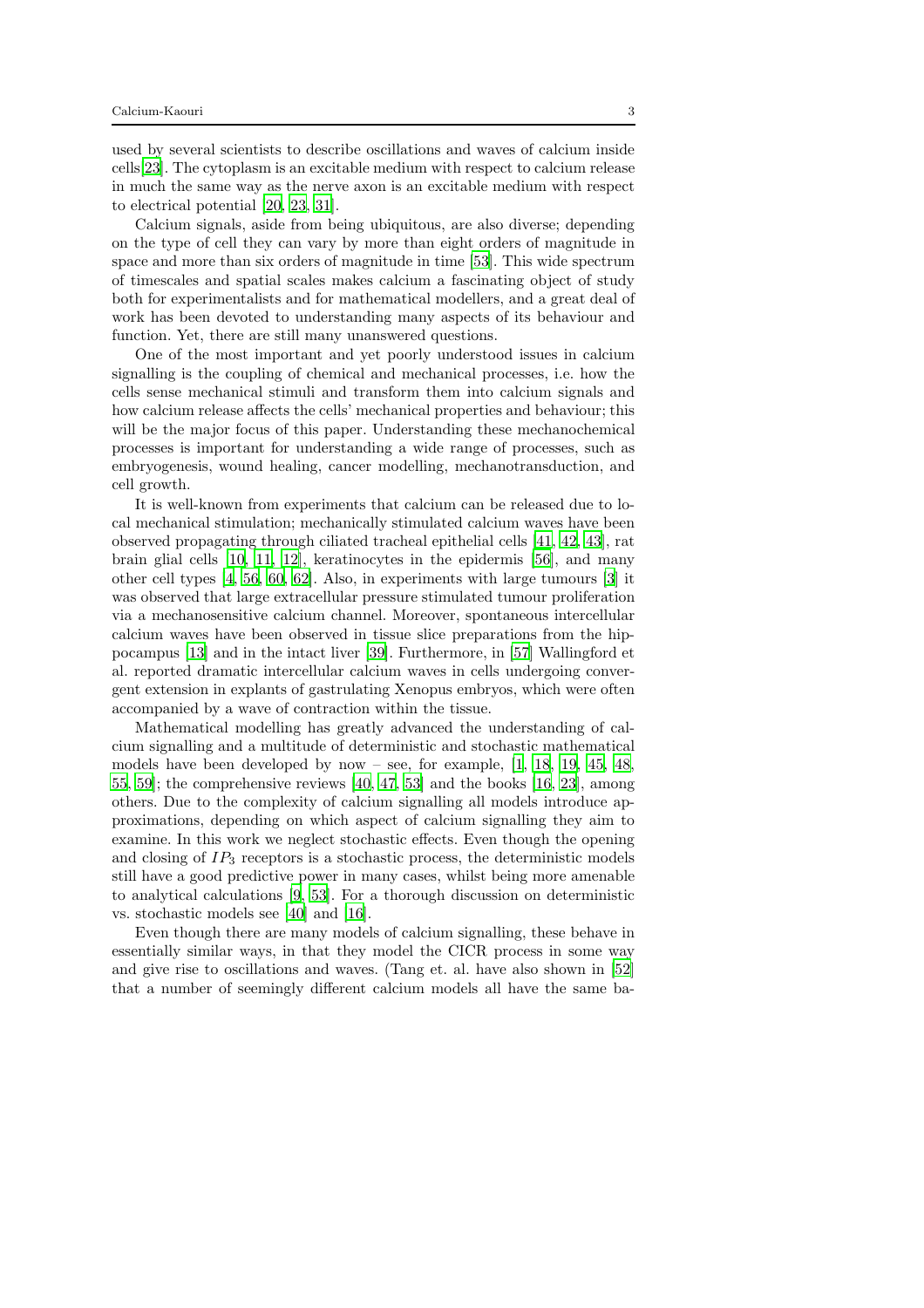used by several scientists to describe oscillations and waves of calcium inside cells[23]. The cytoplasm is an excitable medium with respect to calcium release in much the same way as the nerve axon is an excitable medium with respect to electrical potential [20, 23, 31].

Calcium signals, aside from being ubiquitous, are also diverse; depending on the type of cell they can vary by more than eight orders of magnitude in space and more than six orders of magnitude in time [53]. This wide spectrum of timescales and spatial scales makes calcium a fascinating object of study both for experimentalists and for mathematical modellers, and a great deal of work has been devoted to understanding many aspects of its behaviour and function. Yet, there are still many unanswered questions.

One of the most important and yet poorly understood issues in calcium signalling is the coupling of chemical and mechanical processes, i.e. how the cells sense mechanical stimuli and transform them into calcium signals and how calcium release affects the cells' mechanical properties and behaviour; this will be the major focus of this paper. Understanding these mechanochemical processes is important for understanding a wide range of processes, such as embryogenesis, wound healing, cancer modelling, mechanotransduction, and cell growth.

It is well-known from experiments that calcium can be released due to local mechanical stimulation; mechanically stimulated calcium waves have been observed propagating through ciliated tracheal epithelial cells [41, 42, 43], rat brain glial cells [10, 11, 12], keratinocytes in the epidermis [56], and many other cell types [4, 56, 60, 62]. Also, in experiments with large tumours [3] it was observed that large extracellular pressure stimulated tumour proliferation via a mechanosensitive calcium channel. Moreover, spontaneous intercellular calcium waves have been observed in tissue slice preparations from the hippocampus [13] and in the intact liver [39]. Furthermore, in [57] Wallingford et al. reported dramatic intercellular calcium waves in cells undergoing convergent extension in explants of gastrulating Xenopus embryos, which were often accompanied by a wave of contraction within the tissue.

Mathematical modelling has greatly advanced the understanding of calcium signalling and a multitude of deterministic and stochastic mathematical models have been developed by now – see, for example, [1, 18, 19, 45, 48, 55, 59]; the comprehensive reviews [40, 47, 53] and the books [16, 23], among others. Due to the complexity of calcium signalling all models introduce approximations, depending on which aspect of calcium signalling they aim to examine. In this work we neglect stochastic effects. Even though the opening and closing of $IP_3$ receptors is a stochastic process, the deterministic models still have a good predictive power in many cases, whilst being more amenable to analytical calculations [9, 53]. For a thorough discussion on deterministic vs. stochastic models see [40] and [16].

Even though there are many models of calcium signalling, these behave in essentially similar ways, in that they model the CICR process in some way and give rise to oscillations and waves. (Tang et. al. have also shown in [52] that a number of seemingly different calcium models all have the same ba-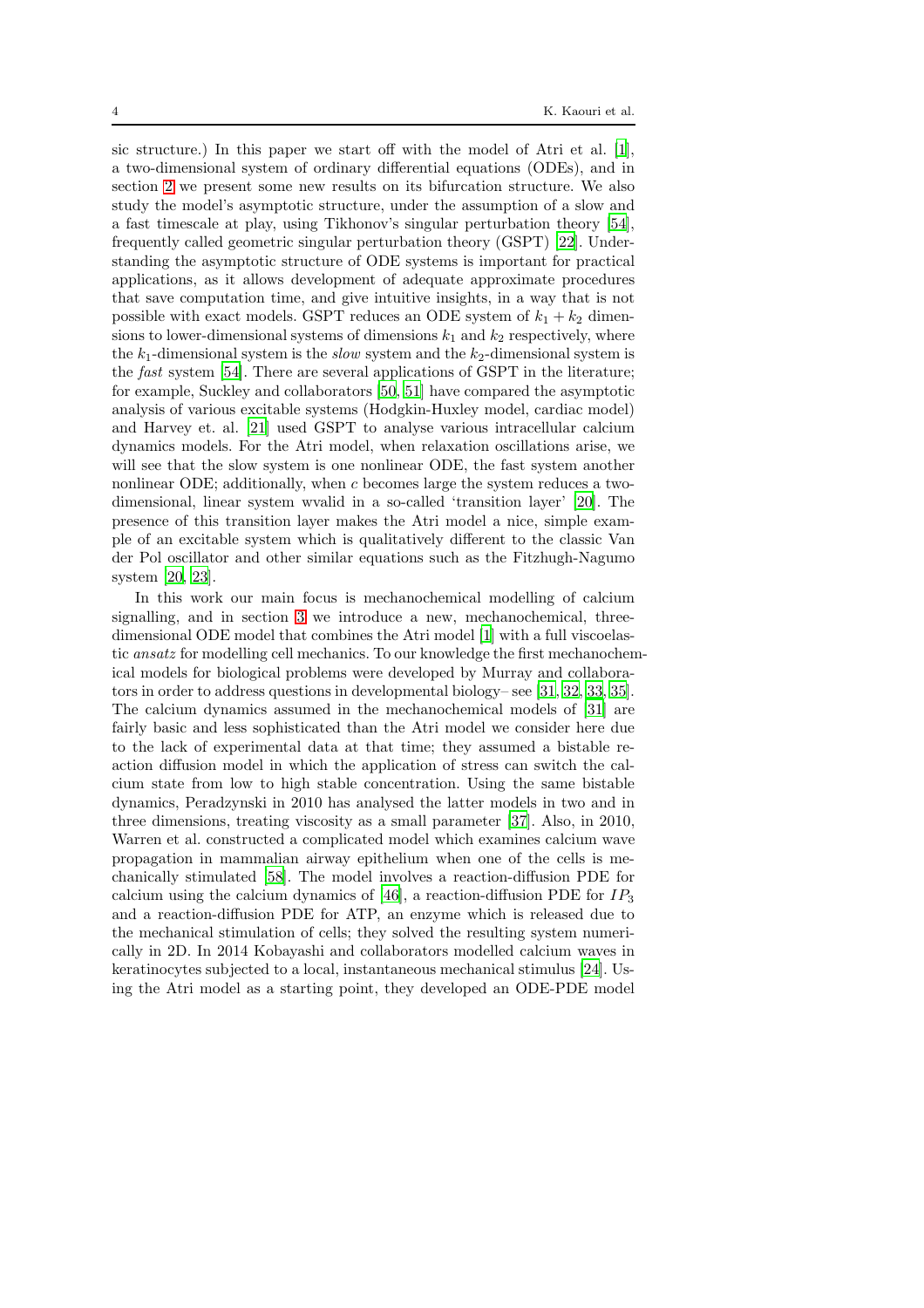sic structure.) In this paper we start off with the model of Atri et al. [1], a two-dimensional system of ordinary differential equations (ODEs), and in section 2 we present some new results on its bifurcation structure. We also study the model's asymptotic structure, under the assumption of a slow and a fast timescale at play, using Tikhonov's singular perturbation theory [54], frequently called geometric singular perturbation theory (GSPT) [22]. Understanding the asymptotic structure of ODE systems is important for practical applications, as it allows development of adequate approximate procedures that save computation time, and give intuitive insights, in a way that is not possible with exact models. GSPT reduces an ODE system of $k_1 + k_2$ dimensions to lower-dimensional systems of dimensions $k_1$ and $k_2$ respectively, where the $k_1$-dimensional system is the *slow* system and the $k_2$-dimensional system is the *fast* system [54]. There are several applications of GSPT in the literature; for example, Suckley and collaborators [50, 51] have compared the asymptotic analysis of various excitable systems (Hodgkin-Huxley model, cardiac model) and Harvey et. al. [21] used GSPT to analyse various intracellular calcium dynamics models. For the Atri model, when relaxation oscillations arise, we will see that the slow system is one nonlinear ODE, the fast system another nonlinear ODE; additionally, when $c$ becomes large the system reduces a two-dimensional, linear system wvalid in a so-called 'transition layer' [20]. The presence of this transition layer makes the Atri model a nice, simple example of an excitable system which is qualitatively different to the classic Van der Pol oscillator and other similar equations such as the Fitzhugh-Nagumo system [20, 23].

In this work our main focus is mechanochemical modelling of calcium signalling, and in section 3 we introduce a new, mechanochemical, three-dimensional ODE model that combines the Atri model [1] with a full viscoelastic *ansatz* for modelling cell mechanics. To our knowledge the first mechanochemical models for biological problems were developed by Murray and collaborators in order to address questions in developmental biology– see [31, 32, 33, 35]. The calcium dynamics assumed in the mechanochemical models of [31] are fairly basic and less sophisticated than the Atri model we consider here due to the lack of experimental data at that time; they assumed a bistable reaction diffusion model in which the application of stress can switch the calcium state from low to high stable concentration. Using the same bistable dynamics, Peradzynski in 2010 has analysed the latter models in two and in three dimensions, treating viscosity as a small parameter [37]. Also, in 2010, Warren et al. constructed a complicated model which examines calcium wave propagation in mammalian airway epithelium when one of the cells is mechanically stimulated [58]. The model involves a reaction-diffusion PDE for calcium using the calcium dynamics of [46], a reaction-diffusion PDE for $IP_3$ and a reaction-diffusion PDE for ATP, an enzyme which is released due to the mechanical stimulation of cells; they solved the resulting system numerically in 2D. In 2014 Kobayashi and collaborators modelled calcium waves in keratinocytes subjected to a local, instantaneous mechanical stimulus [24]. Using the Atri model as a starting point, they developed an ODE-PDE model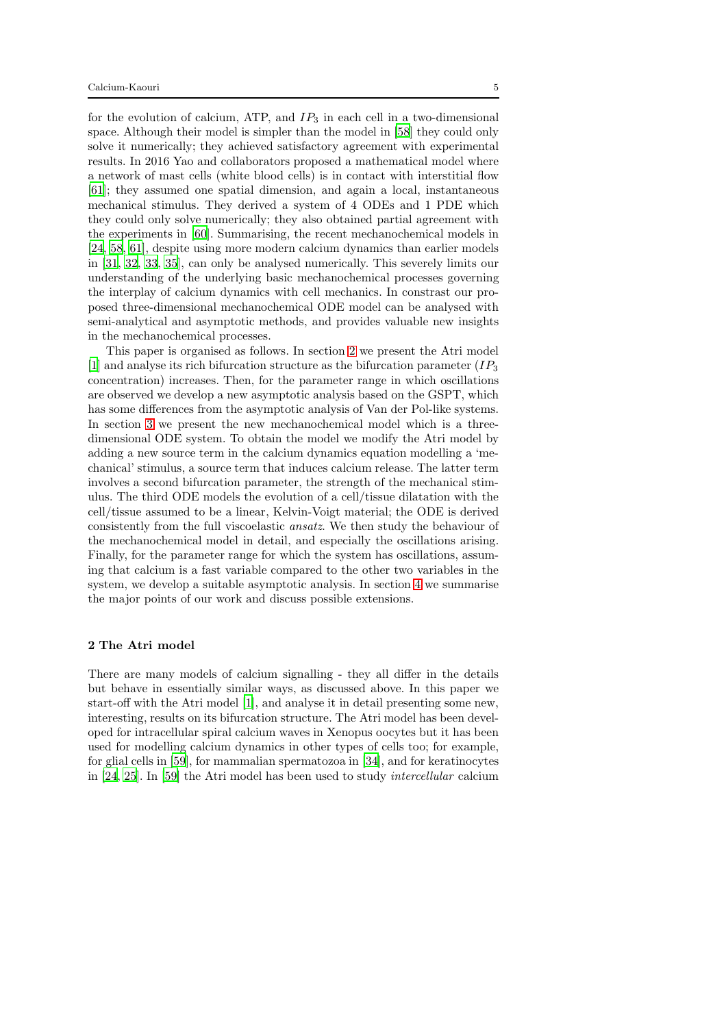for the evolution of calcium, ATP, and $IP_3$ in each cell in a two-dimensional space. Although their model is simpler than the model in [58] they could only solve it numerically; they achieved satisfactory agreement with experimental results. In 2016 Yao and collaborators proposed a mathematical model where a network of mast cells (white blood cells) is in contact with interstitial flow [61]; they assumed one spatial dimension, and again a local, instantaneous mechanical stimulus. They derived a system of 4 ODEs and 1 PDE which they could only solve numerically; they also obtained partial agreement with the experiments in [60]. Summarising, the recent mechanochemical models in [24, 58, 61], despite using more modern calcium dynamics than earlier models in [31, 32, 33, 35], can only be analysed numerically. This severely limits our understanding of the underlying basic mechanochemical processes governing the interplay of calcium dynamics with cell mechanics. In constrast our proposed three-dimensional mechanochemical ODE model can be analysed with semi-analytical and asymptotic methods, and provides valuable new insights in the mechanochemical processes.

This paper is organised as follows. In section 2 we present the Atri model [1] and analyse its rich bifurcation structure as the bifurcation parameter ($IP_3$ concentration) increases. Then, for the parameter range in which oscillations are observed we develop a new asymptotic analysis based on the GSPT, which has some differences from the asymptotic analysis of Van der Pol-like systems. In section 3 we present the new mechanochemical model which is a three-dimensional ODE system. To obtain the model we modify the Atri model by adding a new source term in the calcium dynamics equation modelling a 'mechanical' stimulus, a source term that induces calcium release. The latter term involves a second bifurcation parameter, the strength of the mechanical stimulus. The third ODE models the evolution of a cell/tissue dilatation with the cell/tissue assumed to be a linear, Kelvin-Voigt material; the ODE is derived consistently from the full viscoelastic *ansatz*. We then study the behaviour of the mechanochemical model in detail, and especially the oscillations arising. Finally, for the parameter range for which the system has oscillations, assuming that calcium is a fast variable compared to the other two variables in the system, we develop a suitable asymptotic analysis. In section 4 we summarise the major points of our work and discuss possible extensions.

## 2 The Atri model

There are many models of calcium signalling - they all differ in the details but behave in essentially similar ways, as discussed above. In this paper we start-off with the Atri model [1], and analyse it in detail presenting some new, interesting, results on its bifurcation structure. The Atri model has been developed for intracellular spiral calcium waves in Xenopus oocytes but it has been used for modelling calcium dynamics in other types of cells too; for example, for glial cells in [59], for mammalian spermatozoa in [34], and for keratinocytes in [24, 25]. In [59] the Atri model has been used to study *intercellular* calcium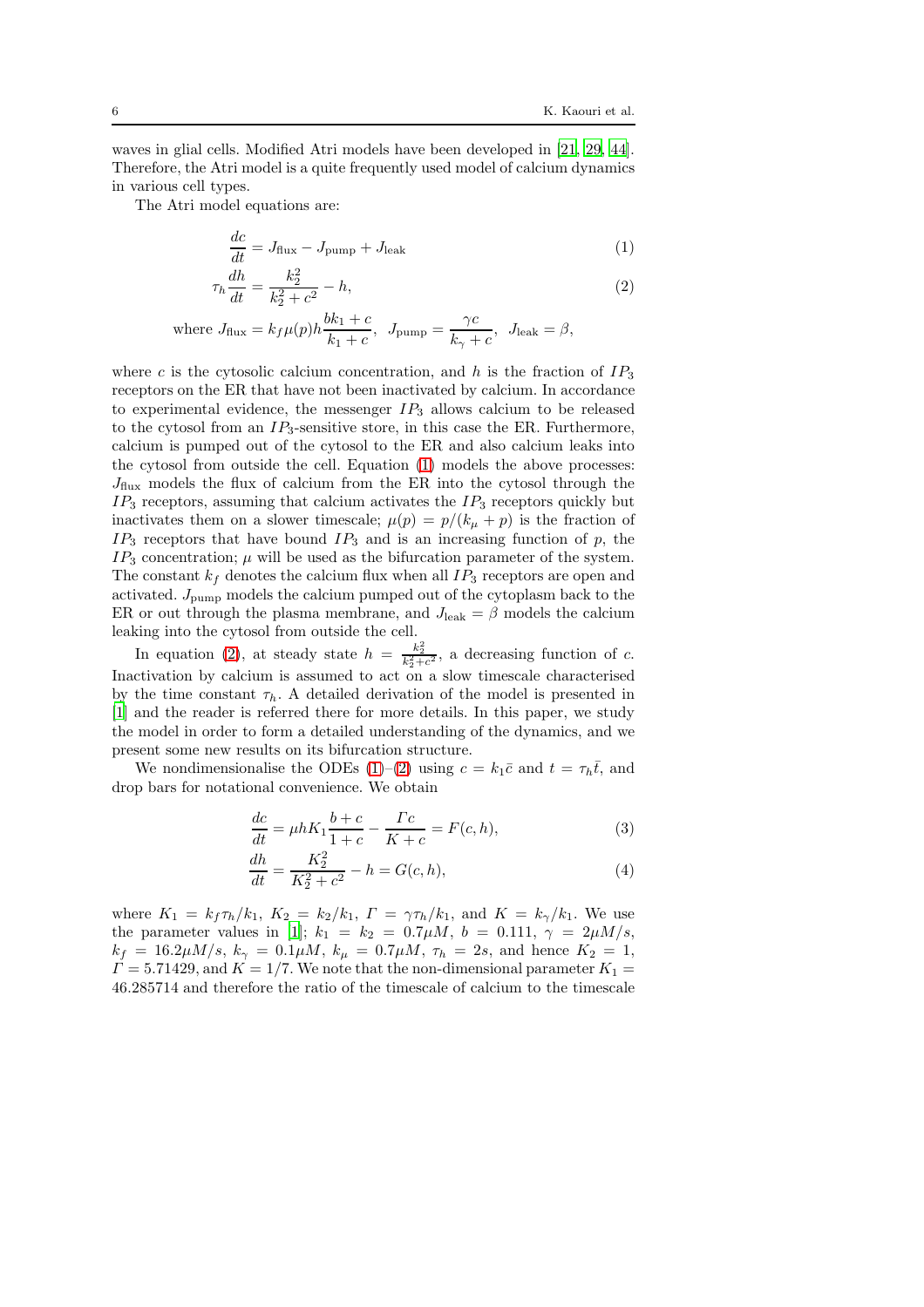waves in glial cells. Modified Atri models have been developed in [21, 29, 44]. Therefore, the Atri model is a quite frequently used model of calcium dynamics in various cell types.

The Atri model equations are:

$$\frac{dc}{dt} = J_{\text{flux}} - J_{\text{pump}} + J_{\text{leak}} \tag{1}$$

$$\tau_h \frac{dh}{dt} = \frac{k_2^2}{k_2^2 + c^2} - h, \tag{2}$$

$$\text{where } J_{\text{flux}} = k_f \mu(p) h \frac{bk_1 + c}{k_1 + c}, \;\; J_{\text{pump}} = \frac{\gamma c}{k_\gamma + c}, \;\; J_{\text{leak}} = \beta,$$

where $c$ is the cytosolic calcium concentration, and $h$ is the fraction of $IP_3$ receptors on the ER that have not been inactivated by calcium. In accordance to experimental evidence, the messenger $IP_3$ allows calcium to be released to the cytosol from an $IP_3$-sensitive store, in this case the ER. Furthermore, calcium is pumped out of the cytosol to the ER and also calcium leaks into the cytosol from outside the cell. Equation (1) models the above processes: $J_{\text{flux}}$ models the flux of calcium from the ER into the cytosol through the $IP_3$ receptors, assuming that calcium activates the $IP_3$ receptors quickly but inactivates them on a slower timescale; $\mu(p) = p/(k_\mu + p)$ is the fraction of $IP_3$ receptors that have bound $IP_3$ and is an increasing function of $p$, the $IP_3$ concentration; $\mu$ will be used as the bifurcation parameter of the system. The constant $k_f$ denotes the calcium flux when all $IP_3$ receptors are open and activated. $J_{\text{pump}}$ models the calcium pumped out of the cytoplasm back to the ER or out through the plasma membrane, and $J_{\text{leak}} = \beta$ models the calcium leaking into the cytosol from outside the cell.

In equation (2), at steady state $h = \frac{k_2^2}{k_2^2+c^2}$, a decreasing function of $c$. Inactivation by calcium is assumed to act on a slow timescale characterised by the time constant $\tau_h$. A detailed derivation of the model is presented in [1] and the reader is referred there for more details. In this paper, we study the model in order to form a detailed understanding of the dynamics, and we present some new results on its bifurcation structure.

We nondimensionalise the ODEs (1)–(2) using $c = k_1 \bar{c}$ and $t = \tau_h \bar{t}$, and drop bars for notational convenience. We obtain

$$\frac{dc}{dt} = \mu h K_1 \frac{b + c}{1 + c} - \frac{\Gamma c}{K + c} = F(c, h), \tag{3}$$

$$\frac{dh}{dt} = \frac{K_2^2}{K_2^2 + c^2} - h = G(c, h), \tag{4}$$

where $K_1 = k_f \tau_h / k_1$, $K_2 = k_2/k_1$, $\Gamma = \gamma \tau_h / k_1$, and $K = k_\gamma / k_1$. We use the parameter values in [1]; $k_1 = k_2 = 0.7\mu M$, $b = 0.111$, $\gamma = 2\mu M/s$, $k_f = 16.2\mu M/s$, $k_\gamma = 0.1\mu M$, $k_\mu = 0.7\mu M$, $\tau_h = 2s$, and hence $K_2 = 1$, $\Gamma = 5.71429$, and $K = 1/7$. We note that the non-dimensional parameter $K_1 = 46.285714$ and therefore the ratio of the timescale of calcium to the timescale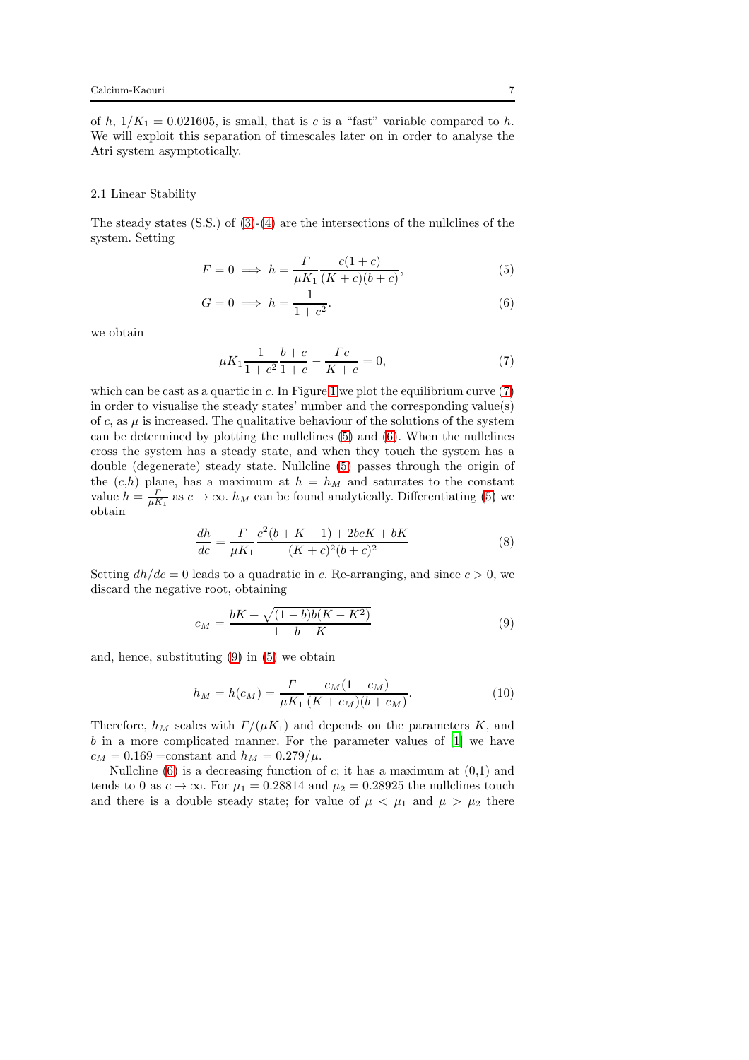of $h$, $1/K_1 = 0.021605$, is small, that is $c$ is a "fast" variable compared to $h$. We will exploit this separation of timescales later on in order to analyse the Atri system asymptotically.

### 2.1 Linear Stability

The steady states (S.S.) of (3)-(4) are the intersections of the nullclines of the system. Setting

$$F = 0 \implies h = \frac{\Gamma}{\mu K_1} \frac{c(1+c)}{(K+c)(b+c)}, \tag{5}$$

$$G = 0 \implies h = \frac{1}{1+c^2}. \tag{6}$$

we obtain

$$\mu K_1 \frac{1}{1+c^2} \frac{b+c}{1+c} - \frac{\Gamma c}{K+c} = 0, \tag{7}$$

which can be cast as a quartic in $c$. In Figure 1 we plot the equilibrium curve (7) in order to visualise the steady states' number and the corresponding value(s) of $c$, as $\mu$ is increased. The qualitative behaviour of the solutions of the system can be determined by plotting the nullclines (5) and (6). When the nullclines cross the system has a steady state, and when they touch the system has a double (degenerate) steady state. Nullcline (5) passes through the origin of the $(c,h)$ plane, has a maximum at $h = h_M$ and saturates to the constant value $h = \frac{\Gamma}{\mu K_1}$ as $c \to \infty$. $h_M$ can be found analytically. Differentiating (5) we obtain

$$\frac{dh}{dc} = \frac{\Gamma}{\mu K_1} \frac{c^2(b+K-1) + 2bcK + bK}{(K+c)^2(b+c)^2} \tag{8}$$

Setting $dh/dc = 0$ leads to a quadratic in $c$. Re-arranging, and since $c > 0$, we discard the negative root, obtaining

$$c_M = \frac{bK + \sqrt{(1-b)b(K-K^2)}}{1-b-K} \tag{9}$$

and, hence, substituting (9) in (5) we obtain

$$h_M = h(c_M) = \frac{\Gamma}{\mu K_1} \frac{c_M(1+c_M)}{(K+c_M)(b+c_M)}. \tag{10}$$

Therefore, $h_M$ scales with $\Gamma/(\mu K_1)$ and depends on the parameters $K$, and $b$ in a more complicated manner. For the parameter values of [1] we have $c_M = 0.169$ =constant and $h_M = 0.279/\mu$.

Nullcline (6) is a decreasing function of $c$; it has a maximum at (0,1) and tends to 0 as $c \to \infty$. For $\mu_1 = 0.28814$ and $\mu_2 = 0.28925$ the nullclines touch and there is a double steady state; for value of $\mu < \mu_1$ and $\mu > \mu_2$ there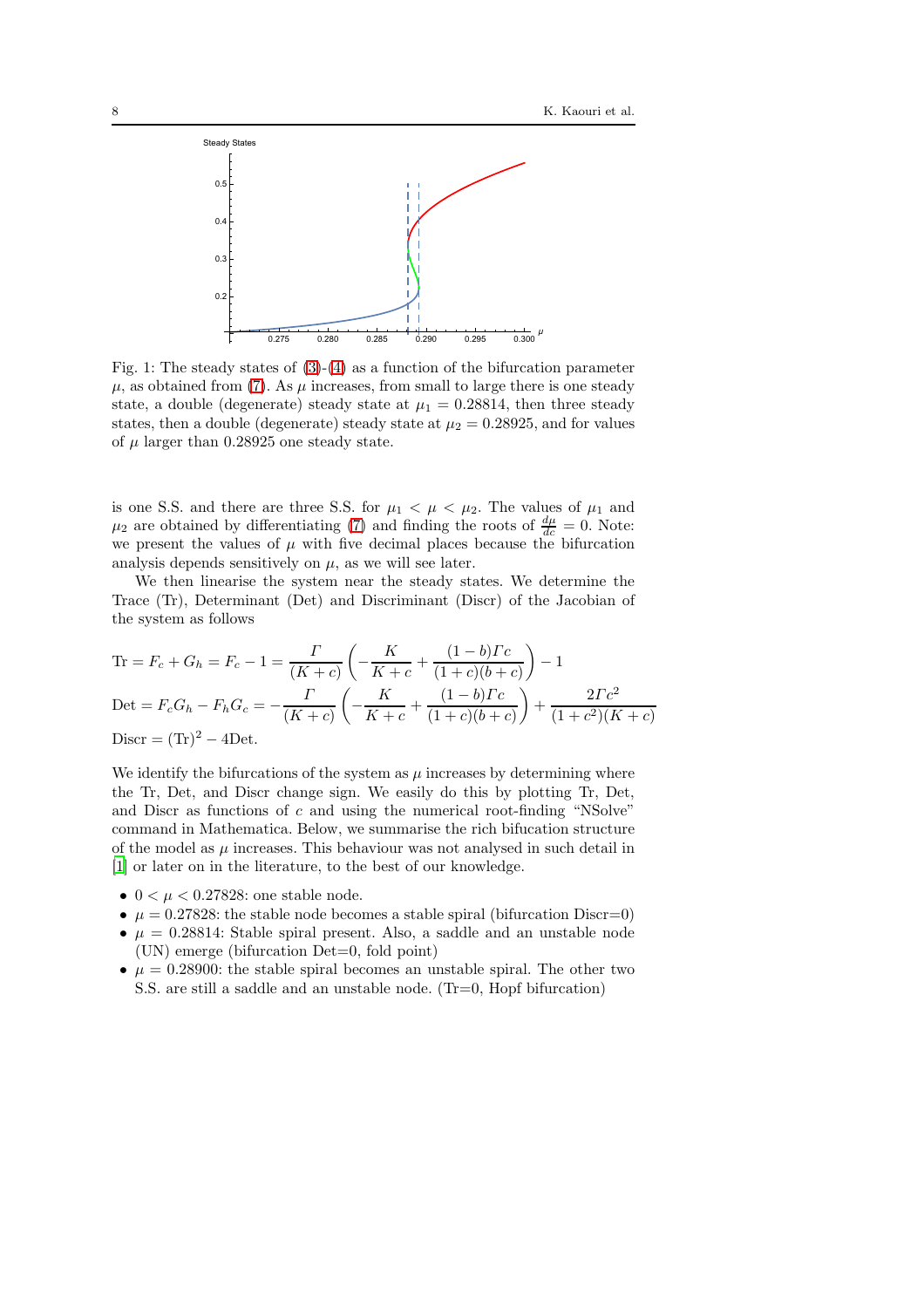Fig. 1: The steady states of (3)-(4) as a function of the bifurcation parameter $\mu$, as obtained from (7). As $\mu$ increases, from small to large there is one steady state, a double (degenerate) steady state at $\mu_1 = 0.28814$, then three steady states, then a double (degenerate) steady state at $\mu_2 = 0.28925$, and for values of $\mu$ larger than 0.28925 one steady state.

is one S.S. and there are three S.S. for $\mu_1 < \mu < \mu_2$. The values of $\mu_1$ and $\mu_2$ are obtained by differentiating (7) and finding the roots of $\frac{d\mu}{dc} = 0$. Note: we present the values of $\mu$ with five decimal places because the bifurcation analysis depends sensitively on $\mu$, as we will see later.

We then linearise the system near the steady states. We determine the Trace (Tr), Determinant (Det) and Discriminant (Discr) of the Jacobian of the system as follows

$$\text{Tr} = F_c + G_h = F_c - 1 = \frac{\Gamma}{(K+c)}\left(-\frac{K}{K+c} + \frac{(1-b)\Gamma c}{(1+c)(b+c)}\right) - 1$$

$$\text{Det} = F_c G_h - F_h G_c = -\frac{\Gamma}{(K+c)}\left(-\frac{K}{K+c} + \frac{(1-b)\Gamma c}{(1+c)(b+c)}\right) + \frac{2\Gamma c^2}{(1+c^2)(K+c)}$$

$$\text{Discr} = (\text{Tr})^2 - 4\text{Det}.$$

We identify the bifurcations of the system as $\mu$ increases by determining where the Tr, Det, and Discr change sign. We easily do this by plotting Tr, Det, and Discr as functions of $c$ and using the numerical root-finding "NSolve" command in Mathematica. Below, we summarise the rich bifucation structure of the model as $\mu$ increases. This behaviour was not analysed in such detail in [1] or later on in the literature, to the best of our knowledge.

- $0 < \mu < 0.27828$: one stable node.
- $\mu = 0.27828$: the stable node becomes a stable spiral (bifurcation Discr=0)
- $\mu = 0.28814$: Stable spiral present. Also, a saddle and an unstable node (UN) emerge (bifurcation Det=0, fold point)
- $\mu = 0.28900$: the stable spiral becomes an unstable spiral. The other two S.S. are still a saddle and an unstable node. (Tr=0, Hopf bifurcation)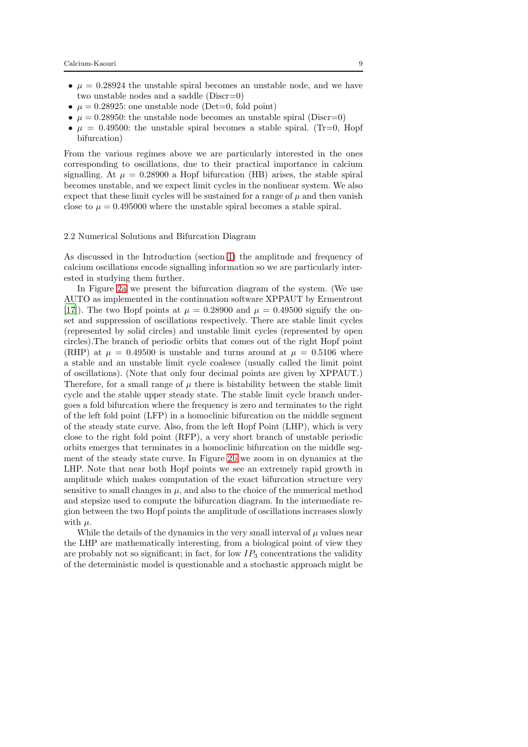- $\mu = 0.28924$ the unstable spiral becomes an unstable node, and we have two unstable nodes and a saddle (Discr=0)
- $\mu = 0.28925$: one unstable node (Det=0, fold point)
- $\mu = 0.28950$: the unstable node becomes an unstable spiral (Discr=0)
- $\mu = 0.49500$: the unstable spiral becomes a stable spiral. (Tr=0, Hopf bifurcation)

From the various regimes above we are particularly interested in the ones corresponding to oscillations, due to their practical importance in calcium signalling. At $\mu = 0.28900$ a Hopf bifurcation (HB) arises, the stable spiral becomes unstable, and we expect limit cycles in the nonlinear system. We also expect that these limit cycles will be sustained for a range of $\mu$ and then vanish close to $\mu = 0.495000$ where the unstable spiral becomes a stable spiral.

### 2.2 Numerical Solutions and Bifurcation Diagram

As discussed in the Introduction (section 1) the amplitude and frequency of calcium oscillations encode signalling information so we are particularly interested in studying them further.

In Figure 2a we present the bifurcation diagram of the system. (We use AUTO as implemented in the continuation software XPPAUT by Ermentrout [17]). The two Hopf points at $\mu = 0.28900$ and $\mu = 0.49500$ signify the onset and suppression of oscillations respectively. There are stable limit cycles (represented by solid circles) and unstable limit cycles (represented by open circles).The branch of periodic orbits that comes out of the right Hopf point (RHP) at $\mu = 0.49500$ is unstable and turns around at $\mu = 0.5106$ where a stable and an unstable limit cycle coalesce (usually called the limit point of oscillations). (Note that only four decimal points are given by XPPAUT.) Therefore, for a small range of $\mu$ there is bistability between the stable limit cycle and the stable upper steady state. The stable limit cycle branch undergoes a fold bifurcation where the frequency is zero and terminates to the right of the left fold point (LFP) in a homoclinic bifurcation on the middle segment of the steady state curve. Also, from the left Hopf Point (LHP), which is very close to the right fold point (RFP), a very short branch of unstable periodic orbits emerges that terminates in a homoclinic bifurcation on the middle segment of the steady state curve. In Figure 2b we zoom in on dynamics at the LHP. Note that near both Hopf points we see an extremely rapid growth in amplitude which makes computation of the exact bifurcation structure very sensitive to small changes in $\mu$, and also to the choice of the numerical method and stepsize used to compute the bifurcation diagram. In the intermediate region between the two Hopf points the amplitude of oscillations increases slowly with $\mu$.

While the details of the dynamics in the very small interval of $\mu$ values near the LHP are mathematically interesting, from a biological point of view they are probably not so significant; in fact, for low $IP_3$ concentrations the validity of the deterministic model is questionable and a stochastic approach might be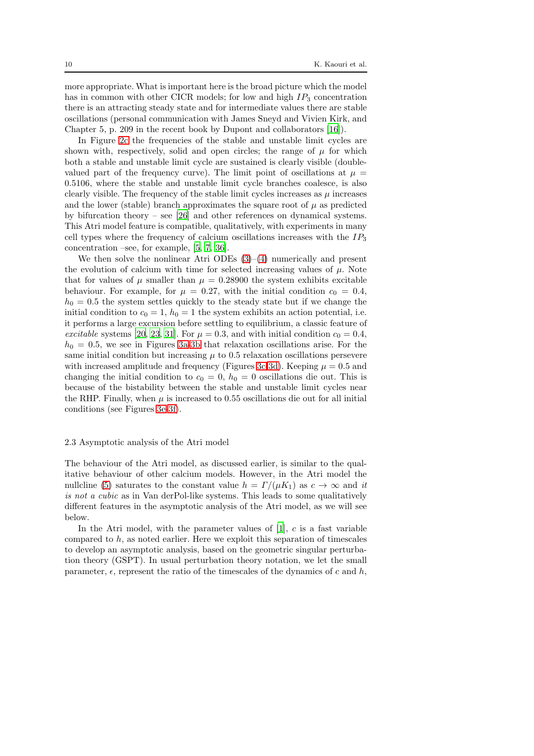more appropriate. What is important here is the broad picture which the model has in common with other CICR models; for low and high $IP_3$ concentration there is an attracting steady state and for intermediate values there are stable oscillations (personal communication with James Sneyd and Vivien Kirk, and Chapter 5, p. 209 in the recent book by Dupont and collaborators [16]).

In Figure 2c the frequencies of the stable and unstable limit cycles are shown with, respectively, solid and open circles; the range of $\mu$ for which both a stable and unstable limit cycle are sustained is clearly visible (double-valued part of the frequency curve). The limit point of oscillations at $\mu = 0.5106$, where the stable and unstable limit cycle branches coalesce, is also clearly visible. The frequency of the stable limit cycles increases as $\mu$ increases and the lower (stable) branch approximates the square root of $\mu$ as predicted by bifurcation theory – see [26] and other references on dynamical systems. This Atri model feature is compatible, qualitatively, with experiments in many cell types where the frequency of calcium oscillations increases with the $IP_3$ concentration –see, for example, [5, 7, 36].

We then solve the nonlinear Atri ODEs (3)–(4) numerically and present the evolution of calcium with time for selected increasing values of $\mu$. Note that for values of $\mu$ smaller than $\mu = 0.28900$ the system exhibits excitable behaviour. For example, for $\mu = 0.27$, with the initial condition $c_0 = 0.4$, $h_0 = 0.5$ the system settles quickly to the steady state but if we change the initial condition to $c_0 = 1$, $h_0 = 1$ the system exhibits an action potential, i.e. it performs a large excursion before settling to equilibrium, a classic feature of *excitable* systems [20, 23, 31]. For $\mu = 0.3$, and with initial condition $c_0 = 0.4$, $h_0 = 0.5$, we see in Figures 3a-3b that relaxation oscillations arise. For the same initial condition but increasing $\mu$ to 0.5 relaxation oscillations persevere with increased amplitude and frequency (Figures 3c-3d). Keeping $\mu = 0.5$ and changing the initial condition to $c_0 = 0$, $h_0 = 0$ oscillations die out. This is because of the bistability between the stable and unstable limit cycles near the RHP. Finally, when $\mu$ is increased to 0.55 oscillations die out for all initial conditions (see Figures 3e-3f).

### 2.3 Asymptotic analysis of the Atri model

The behaviour of the Atri model, as discussed earlier, is similar to the qualitative behaviour of other calcium models. However, in the Atri model the nullcline (5) saturates to the constant value $h = \Gamma/(\mu K_1)$ as $c \to \infty$ and *it is not a cubic* as in Van derPol-like systems. This leads to some qualitatively different features in the asymptotic analysis of the Atri model, as we will see below.

In the Atri model, with the parameter values of [1], $c$ is a fast variable compared to $h$, as noted earlier. Here we exploit this separation of timescales to develop an asymptotic analysis, based on the geometric singular perturbation theory (GSPT). In usual perturbation theory notation, we let the small parameter, $\epsilon$, represent the ratio of the timescales of the dynamics of $c$ and $h$,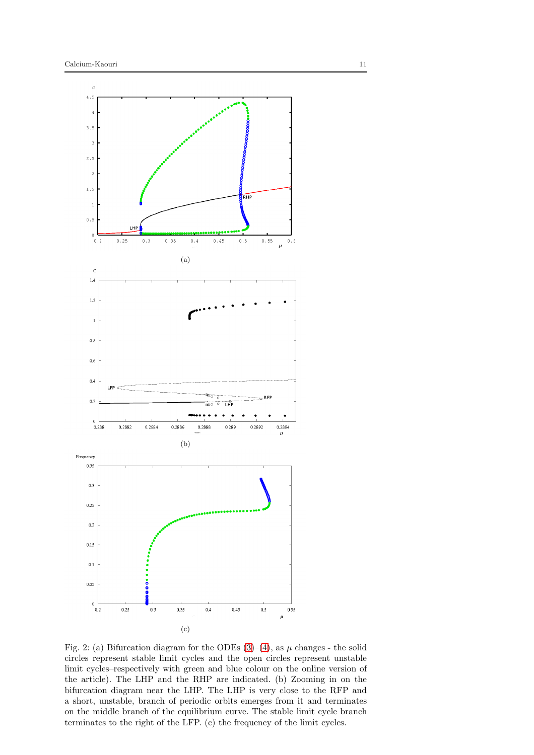(a)

(b)

(c)

Fig. 2: (a) Bifurcation diagram for the ODEs (3)–(4), as $\mu$ changes - the solid circles represent stable limit cycles and the open circles represent unstable limit cycles–respectively with green and blue colour on the online version of the article). The LHP and the RHP are indicated. (b) Zooming in on the bifurcation diagram near the LHP. The LHP is very close to the RFP and a short, unstable, branch of periodic orbits emerges from it and terminates on the middle branch of the equilibrium curve. The stable limit cycle branch terminates to the right of the LFP. (c) the frequency of the limit cycles.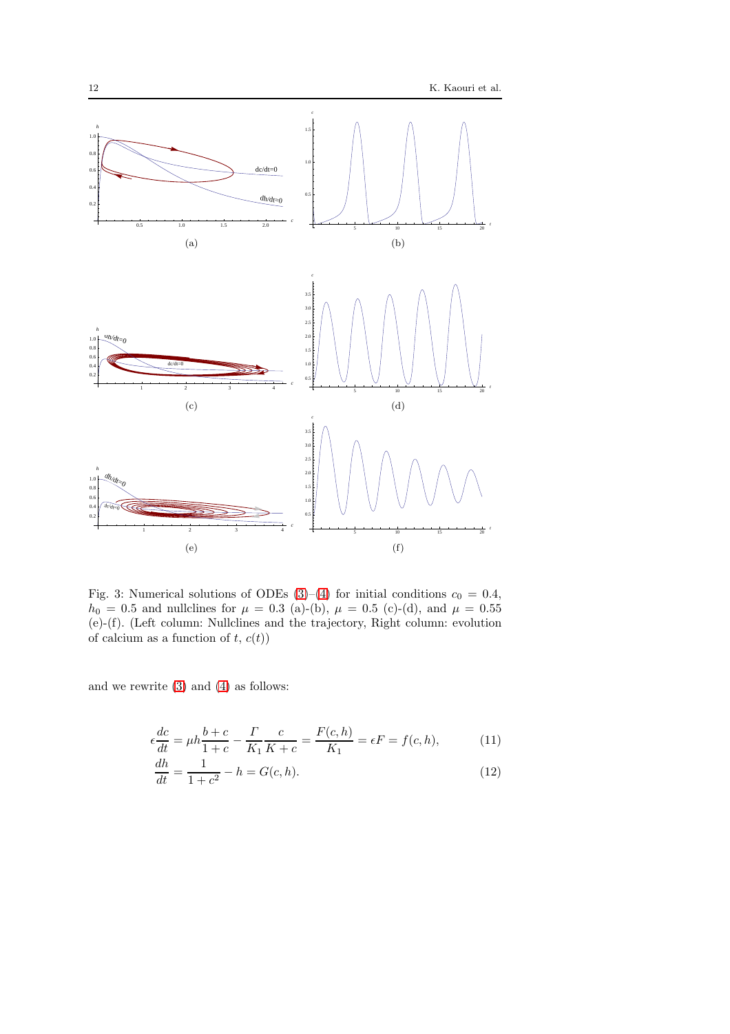Fig. 3: Numerical solutions of ODEs (3)–(4) for initial conditions $c_0 = 0.4$, $h_0 = 0.5$ and nullclines for $\mu = 0.3$ (a)-(b), $\mu = 0.5$ (c)-(d), and $\mu = 0.55$ (e)-(f). (Left column: Nullclines and the trajectory, Right column: evolution of calcium as a function of $t$, $c(t)$)

and we rewrite (3) and (4) as follows:

$$\epsilon \frac{dc}{dt} = \mu h \frac{b+c}{1+c} - \frac{\Gamma}{K_1} \frac{c}{K+c} = \frac{F(c,h)}{K_1} = \epsilon F = f(c,h), \tag{11}$$

$$\frac{dh}{dt} = \frac{1}{1+c^2} - h = G(c,h). \tag{12}$$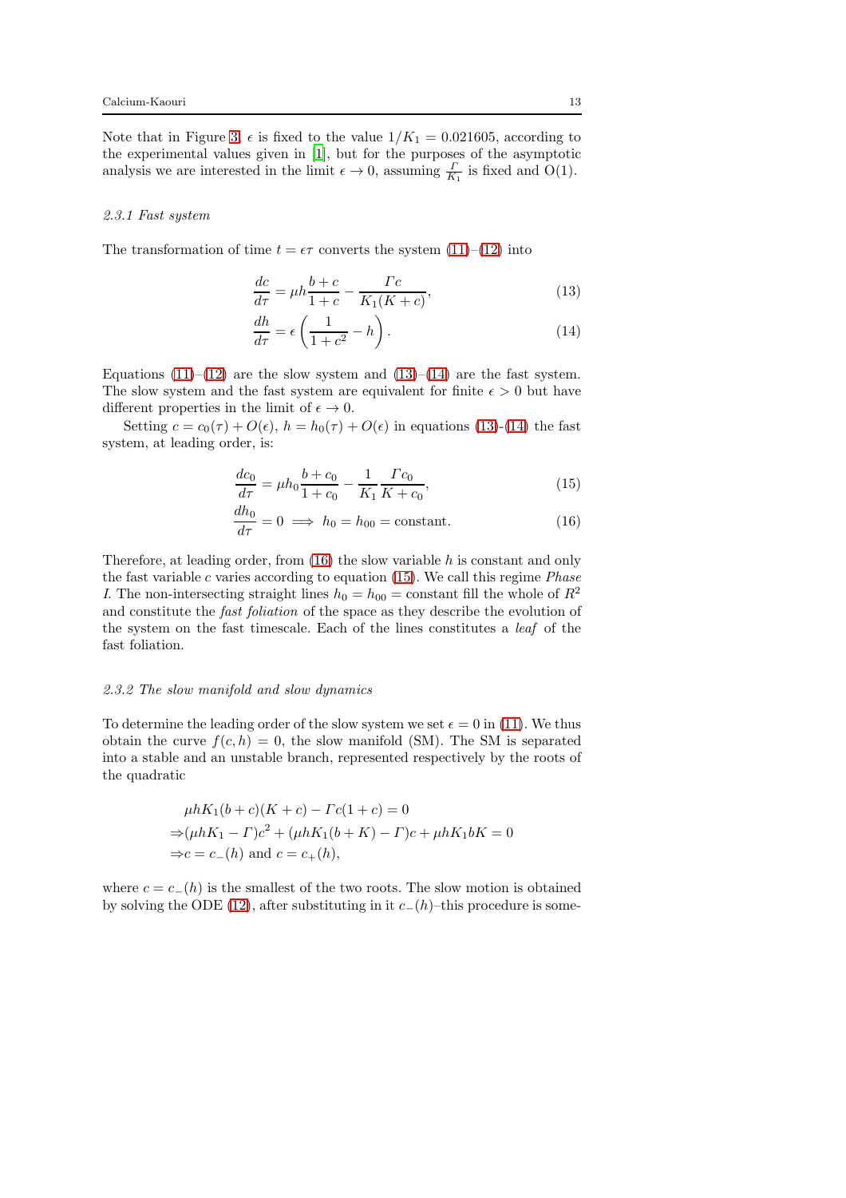Note that in Figure 3, $\epsilon$ is fixed to the value $1/K_1 = 0.021605$, according to the experimental values given in [1], but for the purposes of the asymptotic analysis we are interested in the limit $\epsilon \to 0$, assuming $\frac{\Gamma}{K_1}$ is fixed and O(1).

#### *2.3.1 Fast system*

The transformation of time $t = \epsilon\tau$ converts the system (11)–(12) into

$$\frac{dc}{d\tau} = \mu h \frac{b+c}{1+c} - \frac{\Gamma c}{K_1(K+c)}, \tag{13}$$

$$\frac{dh}{d\tau} = \epsilon\left(\frac{1}{1+c^2} - h\right). \tag{14}$$

Equations (11)–(12) are the slow system and (13)–(14) are the fast system. The slow system and the fast system are equivalent for finite $\epsilon > 0$ but have different properties in the limit of $\epsilon \to 0$.

Setting $c = c_0(\tau) + O(\epsilon)$, $h = h_0(\tau) + O(\epsilon)$ in equations (13)-(14) the fast system, at leading order, is:

$$\frac{dc_0}{d\tau} = \mu h_0 \frac{b+c_0}{1+c_0} - \frac{1}{K_1}\frac{\Gamma c_0}{K+c_0}, \tag{15}$$

$$\frac{dh_0}{d\tau} = 0 \implies h_0 = h_{00} = \text{constant}. \tag{16}$$

Therefore, at leading order, from (16) the slow variable $h$ is constant and only the fast variable $c$ varies according to equation (15). We call this regime *Phase I*. The non-intersecting straight lines $h_0 = h_{00} =$ constant fill the whole of $R^2$ and constitute the *fast foliation* of the space as they describe the evolution of the system on the fast timescale. Each of the lines constitutes a *leaf* of the fast foliation.

#### *2.3.2 The slow manifold and slow dynamics*

To determine the leading order of the slow system we set $\epsilon = 0$ in (11). We thus obtain the curve $f(c, h) = 0$, the slow manifold (SM). The SM is separated into a stable and an unstable branch, represented respectively by the roots of the quadratic

$$\begin{aligned}
&\mu h K_1(b+c)(K+c) - \Gamma c(1+c) = 0 \\
\Rightarrow &(\mu h K_1 - \Gamma)c^2 + (\mu h K_1(b+K) - \Gamma)c + \mu h K_1 b K = 0 \\
\Rightarrow &c = c_-(h) \text{ and } c = c_+(h),
\end{aligned}$$

where $c = c_-(h)$ is the smallest of the two roots. The slow motion is obtained by solving the ODE (12), after substituting in it $c_-(h)$–this procedure is some-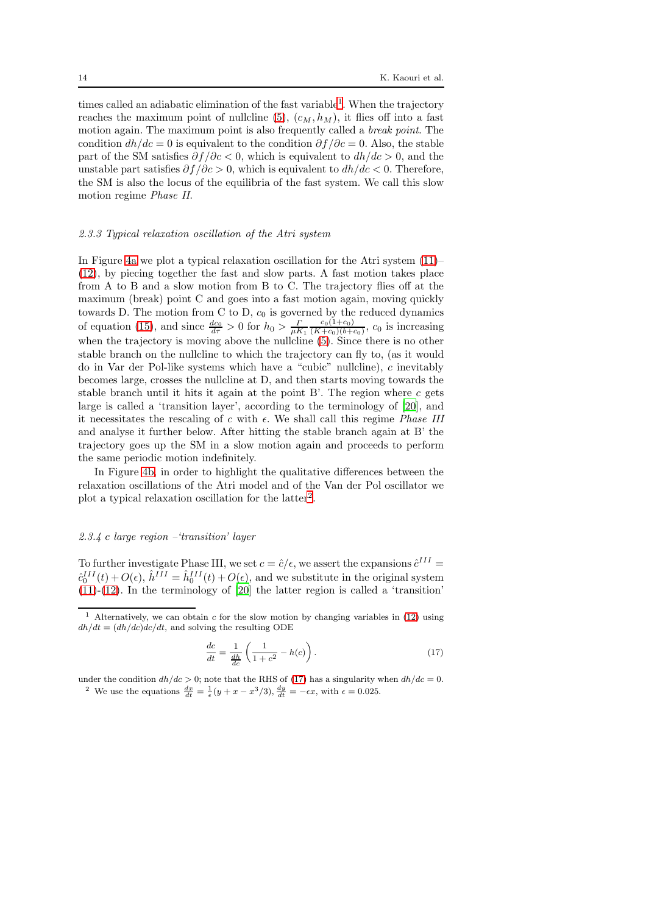times called an adiabatic elimination of the fast variable[1]. When the trajectory reaches the maximum point of nullcline (5), $(c_M, h_M)$, it flies off into a fast motion again. The maximum point is also frequently called a *break point*. The condition $dh/dc = 0$ is equivalent to the condition $\partial f/\partial c = 0$. Also, the stable part of the SM satisfies $\partial f/\partial c < 0$, which is equivalent to $dh/dc > 0$, and the unstable part satisfies $\partial f/\partial c > 0$, which is equivalent to $dh/dc < 0$. Therefore, the SM is also the locus of the equilibria of the fast system. We call this slow motion regime *Phase II*.

### 2.3.3 Typical relaxation oscillation of the Atri system

In Figure 4a we plot a typical relaxation oscillation for the Atri system (11)–(12), by piecing together the fast and slow parts. A fast motion takes place from A to B and a slow motion from B to C. The trajectory flies off at the maximum (break) point C and goes into a fast motion again, moving quickly towards D. The motion from C to D, $c_0$ is governed by the reduced dynamics of equation (15), and since $\frac{dc_0}{d\tau} > 0$ for $h_0 > \frac{\Gamma}{\mu K_1}\frac{c_0(1+c_0)}{(K+c_0)(b+c_0)}$, $c_0$ is increasing when the trajectory is moving above the nullcline (5). Since there is no other stable branch on the nullcline to which the trajectory can fly to, (as it would do in Var der Pol-like systems which have a "cubic" nullcline), $c$ inevitably becomes large, crosses the nullcline at D, and then starts moving towards the stable branch until it hits it again at the point B'. The region where $c$ gets large is called a 'transition layer', according to the terminology of [20], and it necessitates the rescaling of $c$ with $\epsilon$. We shall call this regime *Phase III* and analyse it further below. After hitting the stable branch again at B' the trajectory goes up the SM in a slow motion again and proceeds to perform the same periodic motion indefinitely.

In Figure 4b, in order to highlight the qualitative differences between the relaxation oscillations of the Atri model and of the Van der Pol oscillator we plot a typical relaxation oscillation for the latter[2].

### 2.3.4 $c$ large region –'transition' layer

To further investigate Phase III, we set $c = \hat{c}/\epsilon$, we assert the expansions $\hat{c}^{III} = \hat{c}_0^{III}(t) + O(\epsilon)$, $\hat{h}^{III} = \hat{h}_0^{III}(t) + O(\epsilon)$, and we substitute in the original system (11)-(12). In the terminology of [20] the latter region is called a 'transition'

---

[1] Alternatively, we can obtain $c$ for the slow motion by changing variables in (12) using $dh/dt = (dh/dc)dc/dt$, and solving the resulting ODE

$$\frac{dc}{dt} = \frac{1}{\frac{dh}{dc}}\left(\frac{1}{1+c^2} - h(c)\right). \tag{17}$$

under the condition $dh/dc > 0$; note that the RHS of (17) has a singularity when $dh/dc = 0$.

[2] We use the equations $\frac{dx}{dt} = \frac{1}{\epsilon}(y + x - x^3/3)$, $\frac{dy}{dt} = -\epsilon x$, with $\epsilon = 0.025$.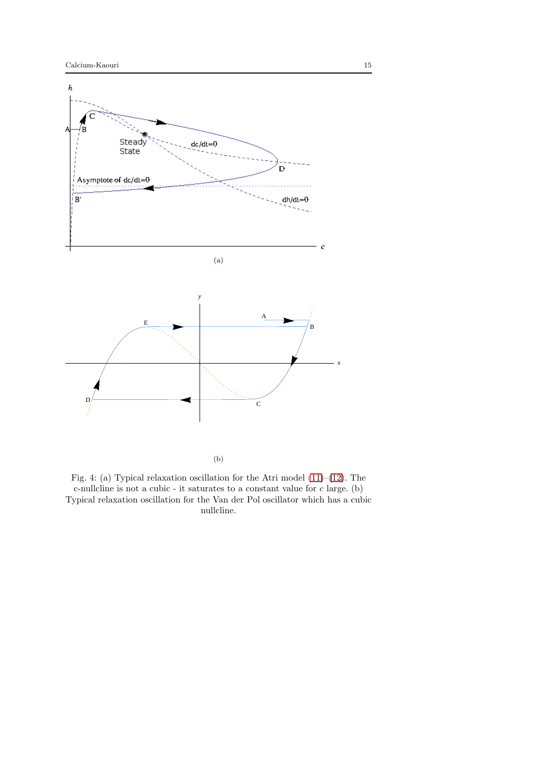(a)

(b)

Fig. 4: (a) Typical relaxation oscillation for the Atri model (11)–(12). The c-nullcline is not a cubic - it saturates to a constant value for $c$ large. (b) Typical relaxation oscillation for the Van der Pol oscillator which has a cubic nullcline.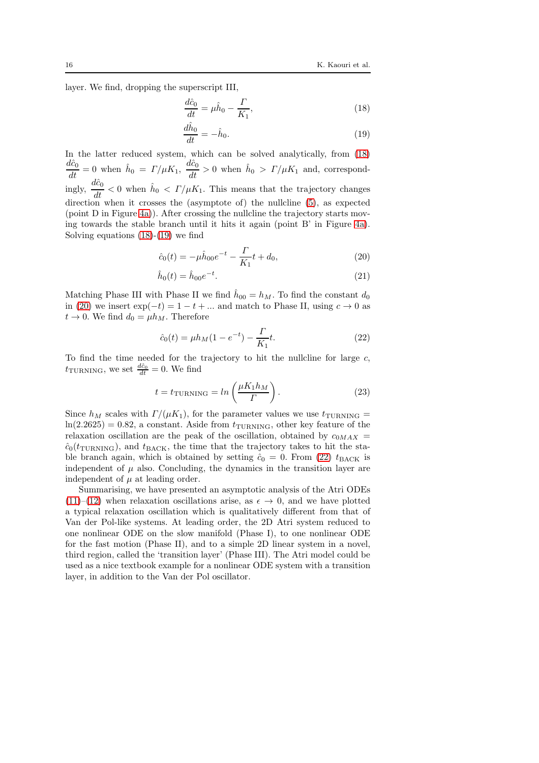layer. We find, dropping the superscript III,

$$\frac{d\hat{c}_0}{dt} = \mu \hat{h}_0 - \frac{\Gamma}{K_1}, \tag{18}$$

$$\frac{d\hat{h}_0}{dt} = -\hat{h}_0. \tag{19}$$

In the latter reduced system, which can be solved analytically, from (18) $\frac{d\hat{c}_0}{dt} = 0$ when $\hat{h}_0 = \Gamma/\mu K_1$, $\frac{d\hat{c}_0}{dt} > 0$ when $\hat{h}_0 > \Gamma/\mu K_1$ and, correspondingly, $\frac{d\hat{c}_0}{dt} < 0$ when $\hat{h}_0 < \Gamma/\mu K_1$. This means that the trajectory changes direction when it crosses the (asymptote of) the nullcline (5), as expected (point D in Figure 4a)). After crossing the nullcline the trajectory starts moving towards the stable branch until it hits it again (point B' in Figure 4a). Solving equations (18)-(19) we find

$$\hat{c}_0(t) = -\mu \hat{h}_{00} e^{-t} - \frac{\Gamma}{K_1} t + d_0, \tag{20}$$

$$\hat{h}_0(t) = \hat{h}_{00} e^{-t}. \tag{21}$$

Matching Phase III with Phase II we find $\hat{h}_{00} = h_M$. To find the constant $d_0$ in (20) we insert $\exp(-t) = 1 - t + ...$ and match to Phase II, using $c \to 0$ as $t \to 0$. We find $d_0 = \mu h_M$. Therefore

$$\hat{c}_0(t) = \mu h_M (1 - e^{-t}) - \frac{\Gamma}{K_1} t. \tag{22}$$

To find the time needed for the trajectory to hit the nullcline for large $c$, $t_{\text{TURNING}}$, we set $\frac{d\hat{c}_0}{dt} = 0$. We find

$$t = t_{\text{TURNING}} = ln\left(\frac{\mu K_1 h_M}{\Gamma}\right). \tag{23}$$

Since $h_M$ scales with $\Gamma/(\mu K_1)$, for the parameter values we use $t_{\text{TURNING}} = \ln(2.2625) = 0.82$, a constant. Aside from $t_{\text{TURNING}}$, other key feature of the relaxation oscillation are the peak of the oscillation, obtained by $c_{0MAX} = \hat{c}_0(t_{\text{TURNING}})$, and $t_{\text{BACK}}$, the time that the trajectory takes to hit the stable branch again, which is obtained by setting $\hat{c}_0 = 0$. From (22) $t_{\text{BACK}}$ is independent of $\mu$ also. Concluding, the dynamics in the transition layer are independent of $\mu$ at leading order.

Summarising, we have presented an asymptotic analysis of the Atri ODEs (11)–(12) when relaxation oscillations arise, as $\epsilon \to 0$, and we have plotted a typical relaxation oscillation which is qualitatively different from that of Van der Pol-like systems. At leading order, the 2D Atri system reduced to one nonlinear ODE on the slow manifold (Phase I), to one nonlinear ODE for the fast motion (Phase II), and to a simple 2D linear system in a novel, third region, called the 'transition layer' (Phase III). The Atri model could be used as a nice textbook example for a nonlinear ODE system with a transition layer, in addition to the Van der Pol oscillator.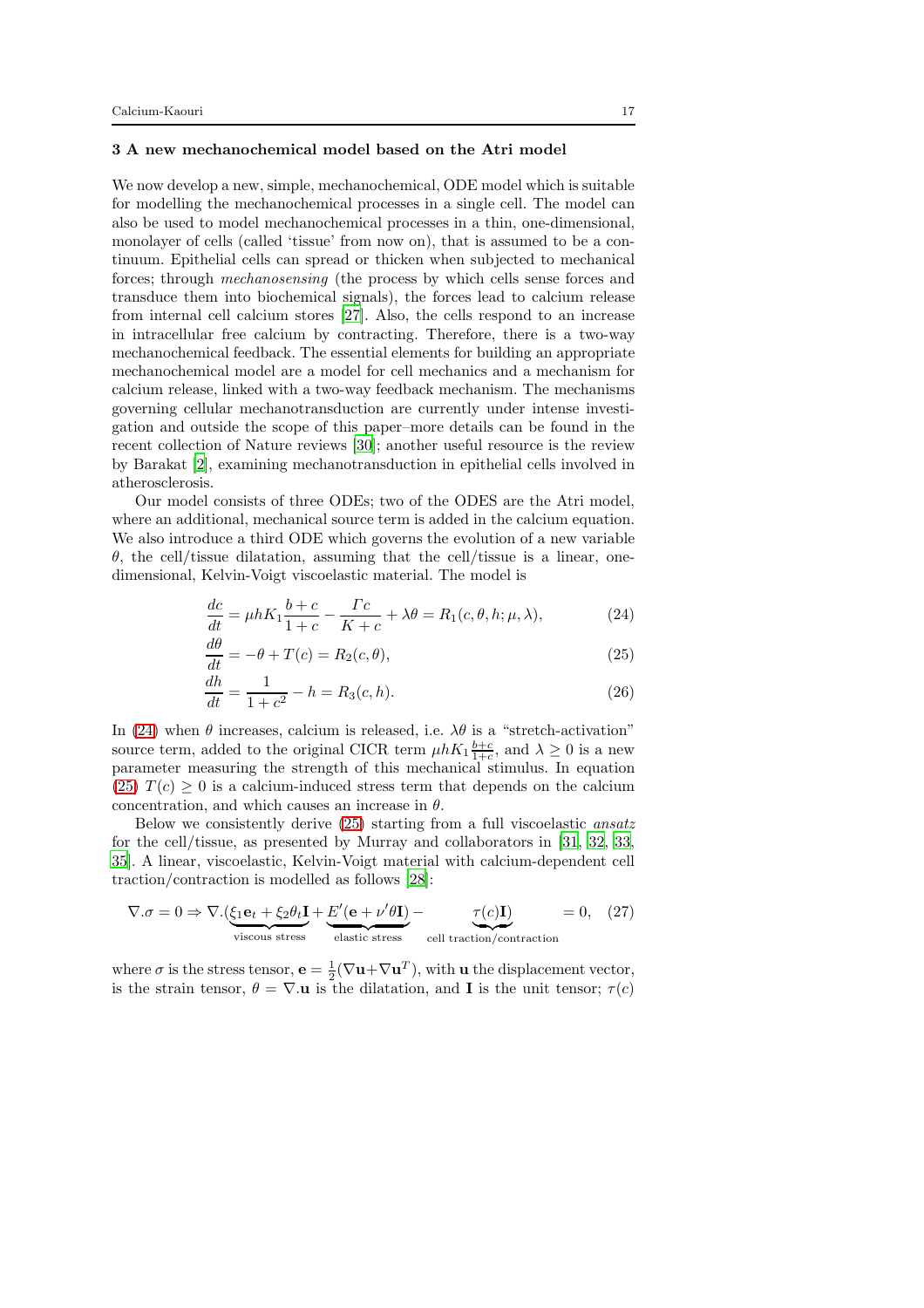### 3 A new mechanochemical model based on the Atri model

We now develop a new, simple, mechanochemical, ODE model which is suitable for modelling the mechanochemical processes in a single cell. The model can also be used to model mechanochemical processes in a thin, one-dimensional, monolayer of cells (called 'tissue' from now on), that is assumed to be a continuum. Epithelial cells can spread or thicken when subjected to mechanical forces; through *mechanosensing* (the process by which cells sense forces and transduce them into biochemical signals), the forces lead to calcium release from internal cell calcium stores [27]. Also, the cells respond to an increase in intracellular free calcium by contracting. Therefore, there is a two-way mechanochemical feedback. The essential elements for building an appropriate mechanochemical model are a model for cell mechanics and a mechanism for calcium release, linked with a two-way feedback mechanism. The mechanisms governing cellular mechanotransduction are currently under intense investigation and outside the scope of this paper–more details can be found in the recent collection of Nature reviews [30]; another useful resource is the review by Barakat [2], examining mechanotransduction in epithelial cells involved in atherosclerosis.

Our model consists of three ODEs; two of the ODES are the Atri model, where an additional, mechanical source term is added in the calcium equation. We also introduce a third ODE which governs the evolution of a new variable $\theta$, the cell/tissue dilatation, assuming that the cell/tissue is a linear, one-dimensional, Kelvin-Voigt viscoelastic material. The model is

$$\frac{dc}{dt} = \mu h K_1 \frac{b+c}{1+c} - \frac{\Gamma c}{K+c} + \lambda\theta = R_1(c, \theta, h; \mu, \lambda), \tag{24}$$

$$\frac{d\theta}{dt} = -\theta + T(c) = R_2(c, \theta), \tag{25}$$

$$\frac{dh}{dt} = \frac{1}{1+c^2} - h = R_3(c, h). \tag{26}$$

In (24) when $\theta$ increases, calcium is released, i.e. $\lambda\theta$ is a "stretch-activation" source term, added to the original CICR term $\mu h K_1 \frac{b+c}{1+c}$, and $\lambda \geq 0$ is a new parameter measuring the strength of this mechanical stimulus. In equation (25) $T(c) \geq 0$ is a calcium-induced stress term that depends on the calcium concentration, and which causes an increase in $\theta$.

Below we consistently derive (25) starting from a full viscoelastic *ansatz* for the cell/tissue, as presented by Murray and collaborators in [31, 32, 33, 35]. A linear, viscoelastic, Kelvin-Voigt material with calcium-dependent cell traction/contraction is modelled as follows [28]:

$$\nabla.\sigma = 0 \Rightarrow \nabla.(\underbrace{\xi_1 \mathbf{e}_t + \xi_2 \theta_t \mathbf{I}}_{\text{viscous stress}} + \underbrace{E'(\mathbf{e} + \nu' \theta \mathbf{I})}_{\text{elastic stress}} - \underbrace{\tau(c)\mathbf{I})}_{\text{cell traction/contraction}} = 0, \tag{27}$$

where $\sigma$ is the stress tensor, $\mathbf{e} = \frac{1}{2}(\nabla \mathbf{u} + \nabla \mathbf{u}^T)$, with $\mathbf{u}$ the displacement vector, is the strain tensor, $\theta = \nabla.\mathbf{u}$ is the dilatation, and $\mathbf{I}$ is the unit tensor; $\tau(c)$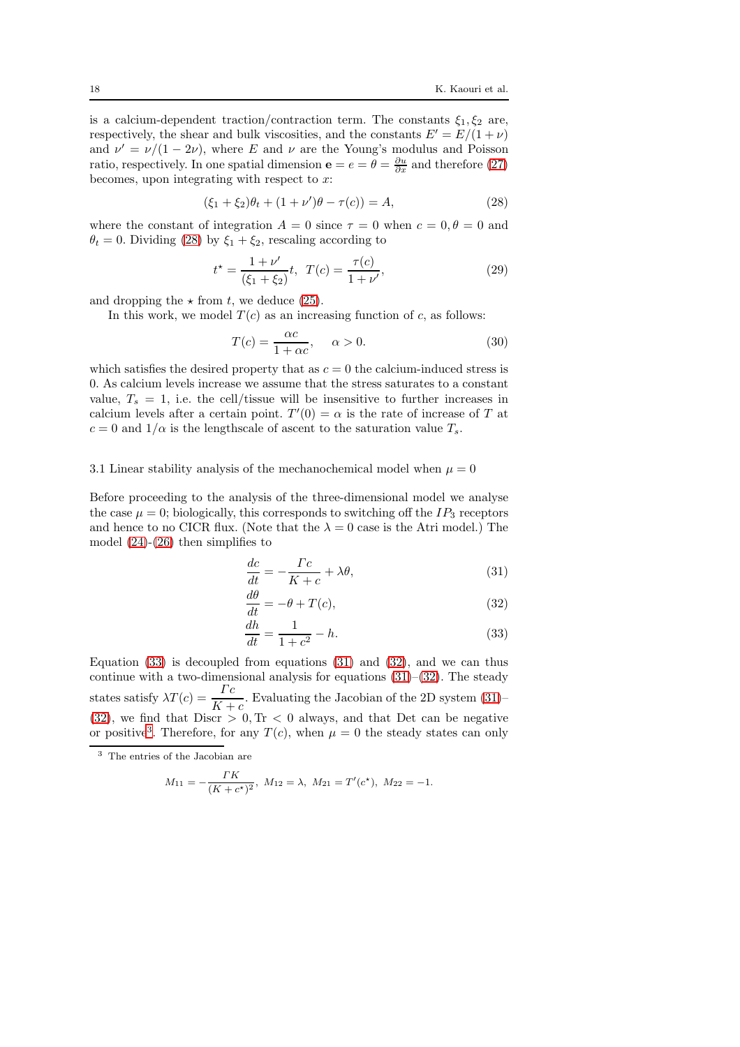is a calcium-dependent traction/contraction term. The constants $\xi_1, \xi_2$ are, respectively, the shear and bulk viscosities, and the constants $E' = E/(1+\nu)$ and $\nu' = \nu/(1-2\nu)$, where $E$ and $\nu$ are the Young's modulus and Poisson ratio, respectively. In one spatial dimension $\mathbf{e} = e = \theta = \frac{\partial u}{\partial x}$ and therefore (27) becomes, upon integrating with respect to $x$:

$$(\xi_1 + \xi_2)\theta_t + (1+\nu')\theta - \tau(c)) = A, \tag{28}$$

where the constant of integration $A = 0$ since $\tau = 0$ when $c = 0, \theta = 0$ and $\theta_t = 0$. Dividing (28) by $\xi_1 + \xi_2$, rescaling according to

$$t^\star = \frac{1+\nu'}{(\xi_1 + \xi_2)} t, \;\; T(c) = \frac{\tau(c)}{1+\nu'}, \tag{29}$$

and dropping the $\star$ from $t$, we deduce (25).

In this work, we model $T(c)$ as an increasing function of $c$, as follows:

$$T(c) = \frac{\alpha c}{1+\alpha c}, \quad \alpha > 0. \tag{30}$$

which satisfies the desired property that as $c = 0$ the calcium-induced stress is 0. As calcium levels increase we assume that the stress saturates to a constant value, $T_s = 1$, i.e. the cell/tissue will be insensitive to further increases in calcium levels after a certain point. $T'(0) = \alpha$ is the rate of increase of $T$ at $c = 0$ and $1/\alpha$ is the lengthscale of ascent to the saturation value $T_s$.

### 3.1 Linear stability analysis of the mechanochemical model when $\mu = 0$

Before proceeding to the analysis of the three-dimensional model we analyse the case $\mu = 0$; biologically, this corresponds to switching off the $IP_3$ receptors and hence to no CICR flux. (Note that the $\lambda = 0$ case is the Atri model.) The model (24)-(26) then simplifies to

$$\frac{dc}{dt} = -\frac{\Gamma c}{K+c} + \lambda\theta, \tag{31}$$

$$\frac{d\theta}{dt} = -\theta + T(c), \tag{32}$$

$$\frac{dh}{dt} = \frac{1}{1+c^2} - h. \tag{33}$$

Equation (33) is decoupled from equations (31) and (32), and we can thus continue with a two-dimensional analysis for equations (31)–(32). The steady states satisfy $\lambda T(c) = \dfrac{\Gamma c}{K+c}$. Evaluating the Jacobian of the 2D system (31)–(32), we find that Discr $> 0$, Tr $< 0$ always, and that Det can be negative or positive[3]. Therefore, for any $T(c)$, when $\mu = 0$ the steady states can only

[3] The entries of the Jacobian are

$$M_{11} = -\frac{\Gamma K}{(K+c^\star)^2}, \;\; M_{12} = \lambda, \;\; M_{21} = T'(c^\star), \;\; M_{22} = -1.$$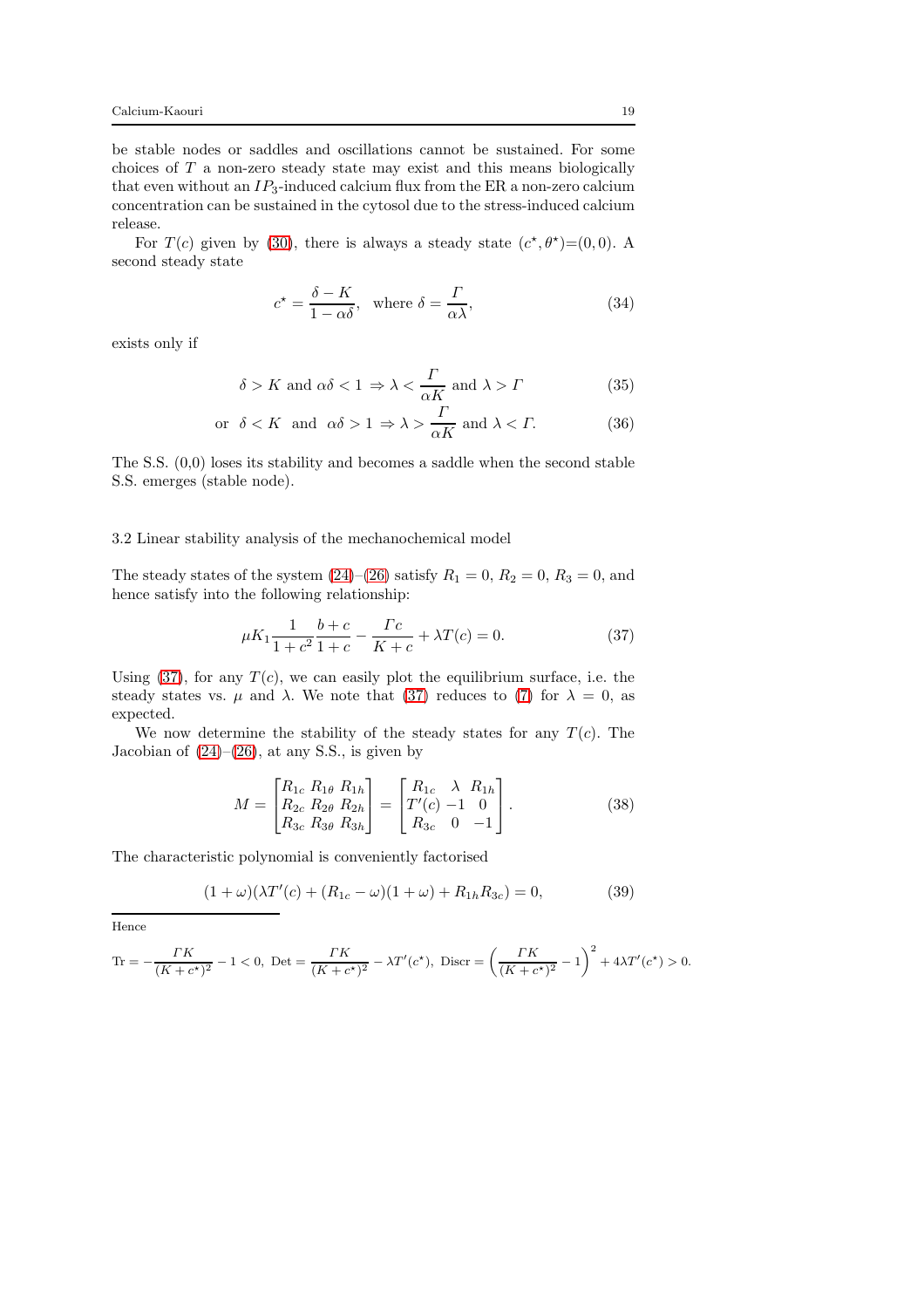be stable nodes or saddles and oscillations cannot be sustained. For some choices of $T$ a non-zero steady state may exist and this means biologically that even without an $IP_3$-induced calcium flux from the ER a non-zero calcium concentration can be sustained in the cytosol due to the stress-induced calcium release.

For $T(c)$ given by (30), there is always a steady state $(c^\star, \theta^\star)$=(0, 0). A second steady state

$$c^\star = \frac{\delta - K}{1 - \alpha\delta}, \quad \text{where } \delta = \frac{\Gamma}{\alpha\lambda}, \tag{34}$$

exists only if

$$\delta > K \text{ and } \alpha\delta < 1 \Rightarrow \lambda < \frac{\Gamma}{\alpha K} \text{ and } \lambda > \Gamma \tag{35}$$

$$\text{or} \quad \delta < K \quad \text{and} \quad \alpha\delta > 1 \Rightarrow \lambda > \frac{\Gamma}{\alpha K} \text{ and } \lambda < \Gamma. \tag{36}$$

The S.S. (0,0) loses its stability and becomes a saddle when the second stable S.S. emerges (stable node).

## 3.2 Linear stability analysis of the mechanochemical model

The steady states of the system (24)–(26) satisfy $R_1 = 0$, $R_2 = 0$, $R_3 = 0$, and hence satisfy into the following relationship:

$$\mu K_1 \frac{1}{1+c^2} \frac{b+c}{1+c} - \frac{\Gamma c}{K+c} + \lambda T(c) = 0. \tag{37}$$

Using (37), for any $T(c)$, we can easily plot the equilibrium surface, i.e. the steady states vs. $\mu$ and $\lambda$. We note that (37) reduces to (7) for $\lambda = 0$, as expected.

We now determine the stability of the steady states for any $T(c)$. The Jacobian of (24)–(26), at any S.S., is given by

$$M = \begin{bmatrix} R_{1c} & R_{1\theta} & R_{1h} \\ R_{2c} & R_{2\theta} & R_{2h} \\ R_{3c} & R_{3\theta} & R_{3h} \end{bmatrix} = \begin{bmatrix} R_{1c} & \lambda & R_{1h} \\ T'(c) & -1 & 0 \\ R_{3c} & 0 & -1 \end{bmatrix}. \tag{38}$$

The characteristic polynomial is conveniently factorised

$$(1+\omega)(\lambda T'(c) + (R_{1c} - \omega)(1+\omega) + R_{1h}R_{3c}) = 0, \tag{39}$$

---

Hence

$$\text{Tr} = -\frac{\Gamma K}{(K+c^\star)^2} - 1 < 0, \ \text{Det} = \frac{\Gamma K}{(K+c^\star)^2} - \lambda T'(c^\star), \ \text{Discr} = \left(\frac{\Gamma K}{(K+c^\star)^2} - 1\right)^2 + 4\lambda T'(c^\star) > 0.$$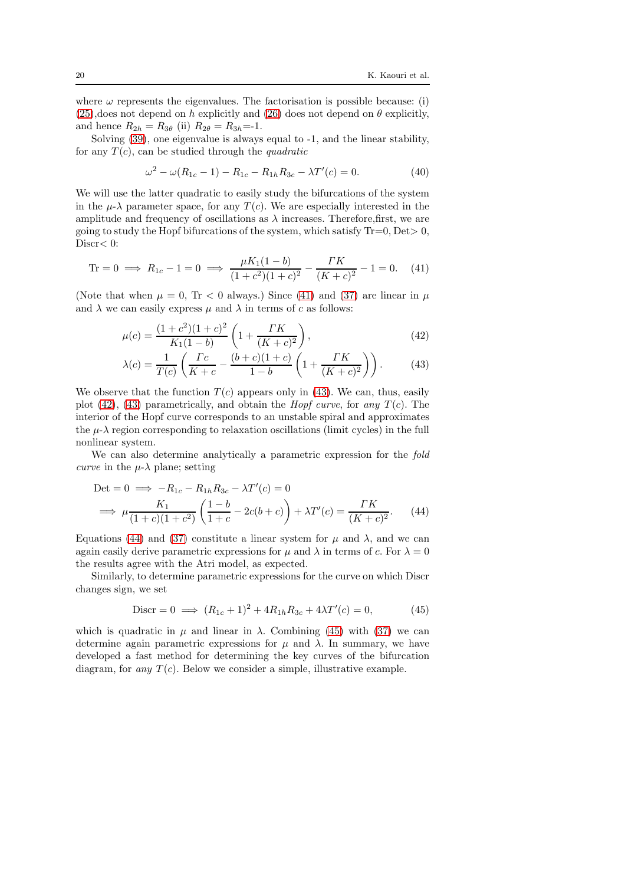where $\omega$ represents the eigenvalues. The factorisation is possible because: (i) (25),does not depend on $h$ explicitly and (26) does not depend on $\theta$ explicitly, and hence $R_{2h} = R_{3\theta}$ (ii) $R_{2\theta} = R_{3h}$=-1.

Solving (39), one eigenvalue is always equal to -1, and the linear stability, for any $T(c)$, can be studied through the *quadratic*

$$\omega^2 - \omega(R_{1c} - 1) - R_{1c} - R_{1h}R_{3c} - \lambda T'(c) = 0. \tag{40}$$

We will use the latter quadratic to easily study the bifurcations of the system in the $\mu$-$\lambda$ parameter space, for any $T(c)$. We are especially interested in the amplitude and frequency of oscillations as $\lambda$ increases. Therefore,first, we are going to study the Hopf bifurcations of the system, which satisfy Tr=0, Det> 0, Discr< 0:

$$\text{Tr} = 0 \implies R_{1c} - 1 = 0 \implies \frac{\mu K_1(1-b)}{(1+c^2)(1+c)^2} - \frac{\Gamma K}{(K+c)^2} - 1 = 0. \tag{41}$$

(Note that when $\mu = 0$, Tr $< 0$ always.) Since (41) and (37) are linear in $\mu$ and $\lambda$ we can easily express $\mu$ and $\lambda$ in terms of $c$ as follows:

$$\mu(c) = \frac{(1+c^2)(1+c)^2}{K_1(1-b)}\left(1 + \frac{\Gamma K}{(K+c)^2}\right), \tag{42}$$

$$\lambda(c) = \frac{1}{T(c)}\left(\frac{\Gamma c}{K+c} - \frac{(b+c)(1+c)}{1-b}\left(1 + \frac{\Gamma K}{(K+c)^2}\right)\right). \tag{43}$$

We observe that the function $T(c)$ appears only in (43). We can, thus, easily plot (42), (43) parametrically, and obtain the *Hopf curve*, for *any* $T(c)$. The interior of the Hopf curve corresponds to an unstable spiral and approximates the $\mu$-$\lambda$ region corresponding to relaxation oscillations (limit cycles) in the full nonlinear system.

We can also determine analytically a parametric expression for the *fold curve* in the $\mu$-$\lambda$ plane; setting

$$\begin{aligned}
&\text{Det} = 0 \implies -R_{1c} - R_{1h}R_{3c} - \lambda T'(c) = 0 \\
&\implies \mu\frac{K_1}{(1+c)(1+c^2)}\left(\frac{1-b}{1+c} - 2c(b+c)\right) + \lambda T'(c) = \frac{\Gamma K}{(K+c)^2}.
\end{aligned} \tag{44}$$

Equations (44) and (37) constitute a linear system for $\mu$ and $\lambda$, and we can again easily derive parametric expressions for $\mu$ and $\lambda$ in terms of $c$. For $\lambda = 0$ the results agree with the Atri model, as expected.

Similarly, to determine parametric expressions for the curve on which Discr changes sign, we set

$$\text{Discr} = 0 \implies (R_{1c} + 1)^2 + 4R_{1h}R_{3c} + 4\lambda T'(c) = 0, \tag{45}$$

which is quadratic in $\mu$ and linear in $\lambda$. Combining (45) with (37) we can determine again parametric expressions for $\mu$ and $\lambda$. In summary, we have developed a fast method for determining the key curves of the bifurcation diagram, for *any* $T(c)$. Below we consider a simple, illustrative example.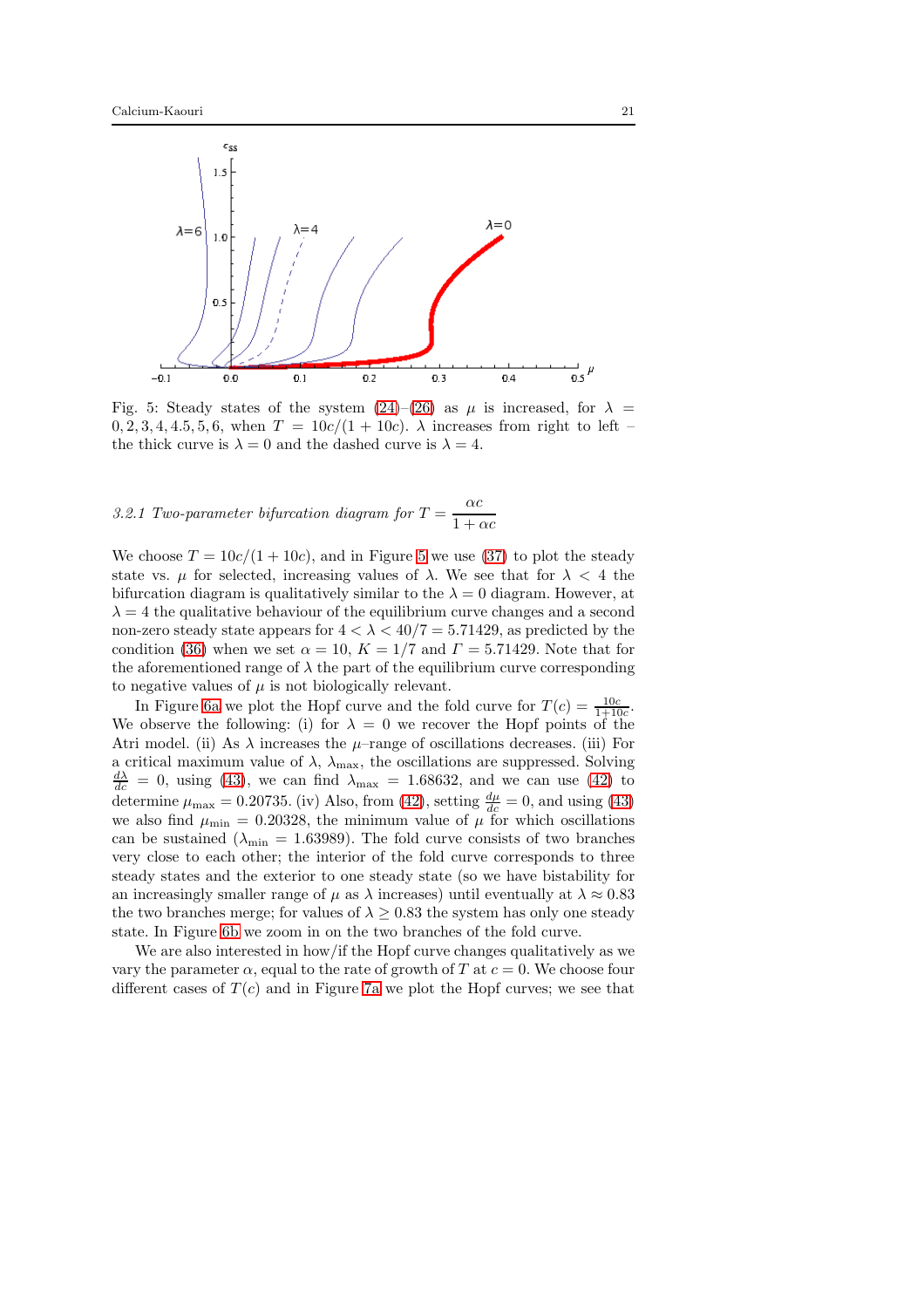Fig. 5: Steady states of the system (24)–(26) as $\mu$ is increased, for $\lambda = 0, 2, 3, 4, 4.5, 5, 6$, when $T = 10c/(1+10c)$. $\lambda$ increases from right to left – the thick curve is $\lambda = 0$ and the dashed curve is $\lambda = 4$.

### 3.2.1 Two-parameter bifurcation diagram for $T = \dfrac{\alpha c}{1+\alpha c}$

We choose $T = 10c/(1+10c)$, and in Figure 5 we use (37) to plot the steady state vs. $\mu$ for selected, increasing values of $\lambda$. We see that for $\lambda < 4$ the bifurcation diagram is qualitatively similar to the $\lambda = 0$ diagram. However, at $\lambda = 4$ the qualitative behaviour of the equilibrium curve changes and a second non-zero steady state appears for $4 < \lambda < 40/7 = 5.71429$, as predicted by the condition (36) when we set $\alpha = 10$, $K = 1/7$ and $\Gamma = 5.71429$. Note that for the aforementioned range of $\lambda$ the part of the equilibrium curve corresponding to negative values of $\mu$ is not biologically relevant.

In Figure 6a we plot the Hopf curve and the fold curve for $T(c) = \frac{10c}{1+10c}$. We observe the following: (i) for $\lambda = 0$ we recover the Hopf points of the Atri model. (ii) As $\lambda$ increases the $\mu$–range of oscillations decreases. (iii) For a critical maximum value of $\lambda$, $\lambda_{\max}$, the oscillations are suppressed. Solving $\frac{d\lambda}{dc} = 0$, using (43), we can find $\lambda_{\max} = 1.68632$, and we can use (42) to determine $\mu_{\max} = 0.20735$. (iv) Also, from (42), setting $\frac{d\mu}{dc} = 0$, and using (43) we also find $\mu_{\min} = 0.20328$, the minimum value of $\mu$ for which oscillations can be sustained ($\lambda_{\min} = 1.63989$). The fold curve consists of two branches very close to each other; the interior of the fold curve corresponds to three steady states and the exterior to one steady state (so we have bistability for an increasingly smaller range of $\mu$ as $\lambda$ increases) until eventually at $\lambda \approx 0.83$ the two branches merge; for values of $\lambda \geq 0.83$ the system has only one steady state. In Figure 6b we zoom in on the two branches of the fold curve.

We are also interested in how/if the Hopf curve changes qualitatively as we vary the parameter $\alpha$, equal to the rate of growth of $T$ at $c = 0$. We choose four different cases of $T(c)$ and in Figure 7a we plot the Hopf curves; we see that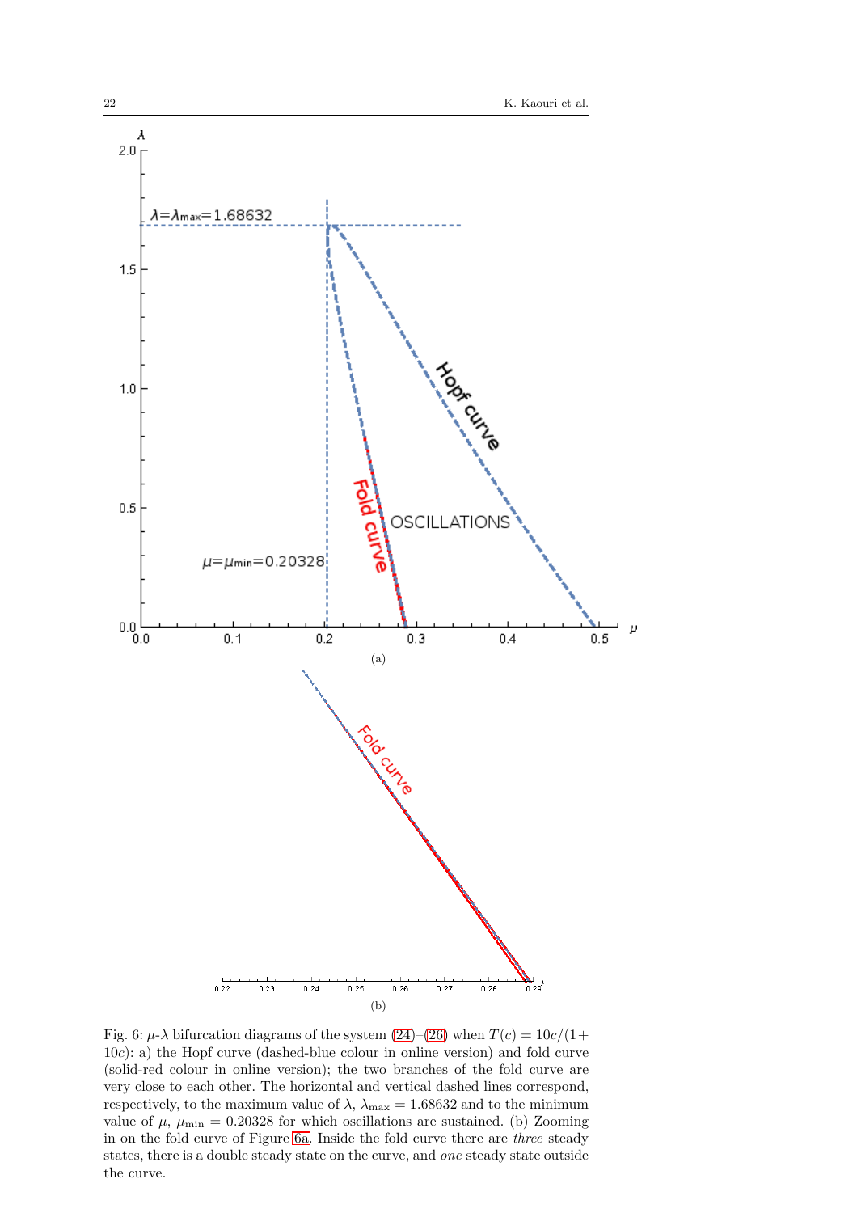Fig. 6: $\mu$-$\lambda$ bifurcation diagrams of the system (24)–(26) when $T(c) = 10c/(1+10c)$: a) the Hopf curve (dashed-blue colour in online version) and fold curve (solid-red colour in online version); the two branches of the fold curve are very close to each other. The horizontal and vertical dashed lines correspond, respectively, to the maximum value of $\lambda$, $\lambda_{\max} = 1.68632$ and to the minimum value of $\mu$, $\mu_{\min} = 0.20328$ for which oscillations are sustained. (b) Zooming in on the fold curve of Figure 6a. Inside the fold curve there are *three* steady states, there is a double steady state on the curve, and *one* steady state outside the curve.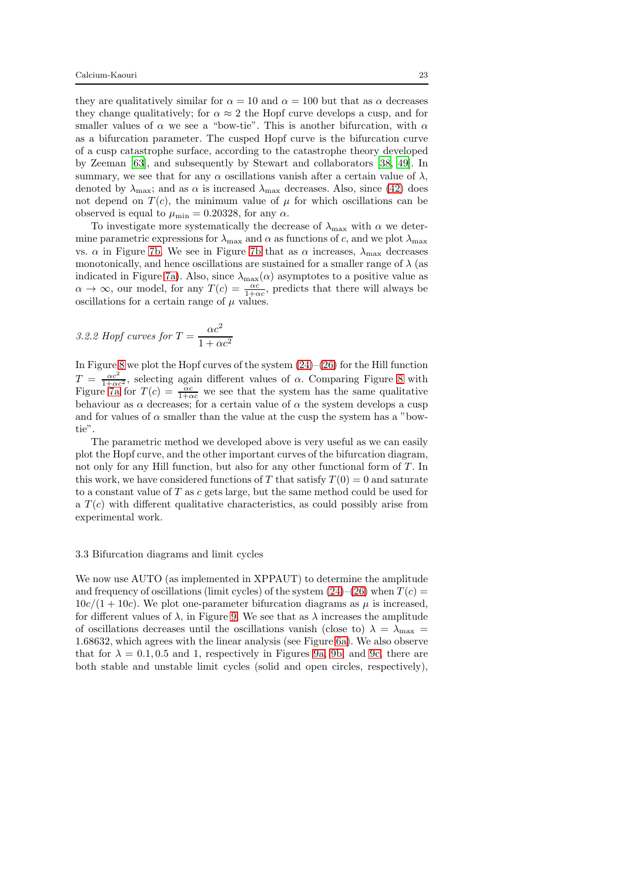they are qualitatively similar for $\alpha = 10$ and $\alpha = 100$ but that as $\alpha$ decreases they change qualitatively; for $\alpha \approx 2$ the Hopf curve develops a cusp, and for smaller values of $\alpha$ we see a "bow-tie". This is another bifurcation, with $\alpha$ as a bifurcation parameter. The cusped Hopf curve is the bifurcation curve of a cusp catastrophe surface, according to the catastrophe theory developed by Zeeman [63], and subsequently by Stewart and collaborators [38, 49]. In summary, we see that for any $\alpha$ oscillations vanish after a certain value of $\lambda$, denoted by $\lambda_{\max}$; and as $\alpha$ is increased $\lambda_{\max}$ decreases. Also, since (42) does not depend on $T(c)$, the minimum value of $\mu$ for which oscillations can be observed is equal to $\mu_{\min} = 0.20328$, for any $\alpha$.

To investigate more systematically the decrease of $\lambda_{\max}$ with $\alpha$ we determine parametric expressions for $\lambda_{\max}$ and $\alpha$ as functions of $c$, and we plot $\lambda_{\max}$ vs. $\alpha$ in Figure 7b. We see in Figure 7b that as $\alpha$ increases, $\lambda_{\max}$ decreases monotonically, and hence oscillations are sustained for a smaller range of $\lambda$ (as indicated in Figure 7a). Also, since $\lambda_{\max}(\alpha)$ asymptotes to a positive value as $\alpha \to \infty$, our model, for any $T(c) = \frac{\alpha c}{1+\alpha c}$, predicts that there will always be oscillations for a certain range of $\mu$ values.

#### *3.2.2 Hopf curves for* $T = \dfrac{\alpha c^2}{1 + \alpha c^2}$

In Figure 8 we plot the Hopf curves of the system (24)–(26) for the Hill function $T = \frac{\alpha c^2}{1+\alpha c^2}$, selecting again different values of $\alpha$. Comparing Figure 8 with Figure 7a for $T(c) = \frac{\alpha c}{1+\alpha c}$ we see that the system has the same qualitative behaviour as $\alpha$ decreases; for a certain value of $\alpha$ the system develops a cusp and for values of $\alpha$ smaller than the value at the cusp the system has a "bow-tie".

The parametric method we developed above is very useful as we can easily plot the Hopf curve, and the other important curves of the bifurcation diagram, not only for any Hill function, but also for any other functional form of $T$. In this work, we have considered functions of $T$ that satisfy $T(0) = 0$ and saturate to a constant value of $T$ as $c$ gets large, but the same method could be used for a $T(c)$ with different qualitative characteristics, as could possibly arise from experimental work.

### 3.3 Bifurcation diagrams and limit cycles

We now use AUTO (as implemented in XPPAUT) to determine the amplitude and frequency of oscillations (limit cycles) of the system (24)–(26) when $T(c) = 10c/(1 + 10c)$. We plot one-parameter bifurcation diagrams as $\mu$ is increased, for different values of $\lambda$, in Figure 9. We see that as $\lambda$ increases the amplitude of oscillations decreases until the oscillations vanish (close to) $\lambda = \lambda_{\max} = 1.68632$, which agrees with the linear analysis (see Figure 6a). We also observe that for $\lambda = 0.1, 0.5$ and $1$, respectively in Figures 9a, 9b, and 9c, there are both stable and unstable limit cycles (solid and open circles, respectively),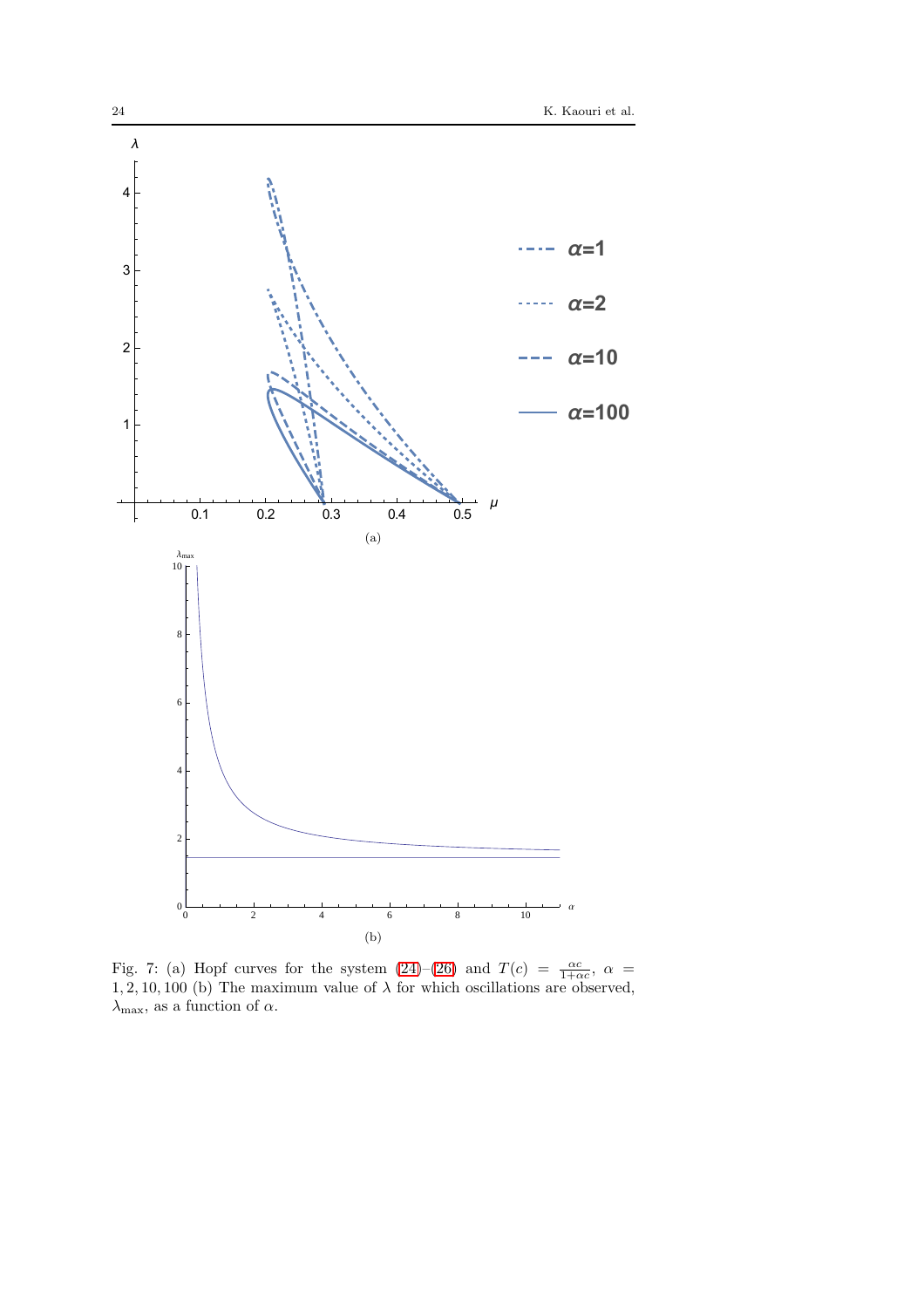Fig. 7: (a) Hopf curves for the system (24)–(26) and $T(c) = \frac{\alpha c}{1+\alpha c}$, $\alpha = 1, 2, 10, 100$ (b) The maximum value of $\lambda$ for which oscillations are observed, $\lambda_{\max}$, as a function of $\alpha$.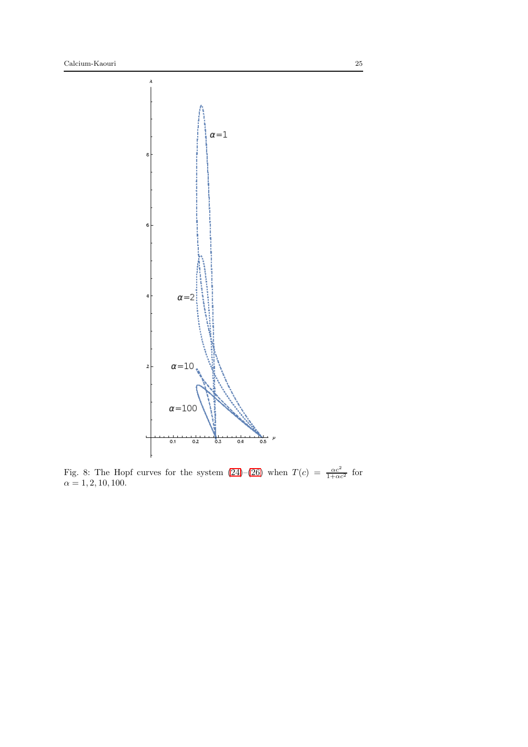Fig. 8: The Hopf curves for the system (24)–(26) when $T(c) = \frac{\alpha c^2}{1+\alpha c^2}$ for $\alpha = 1, 2, 10, 100$.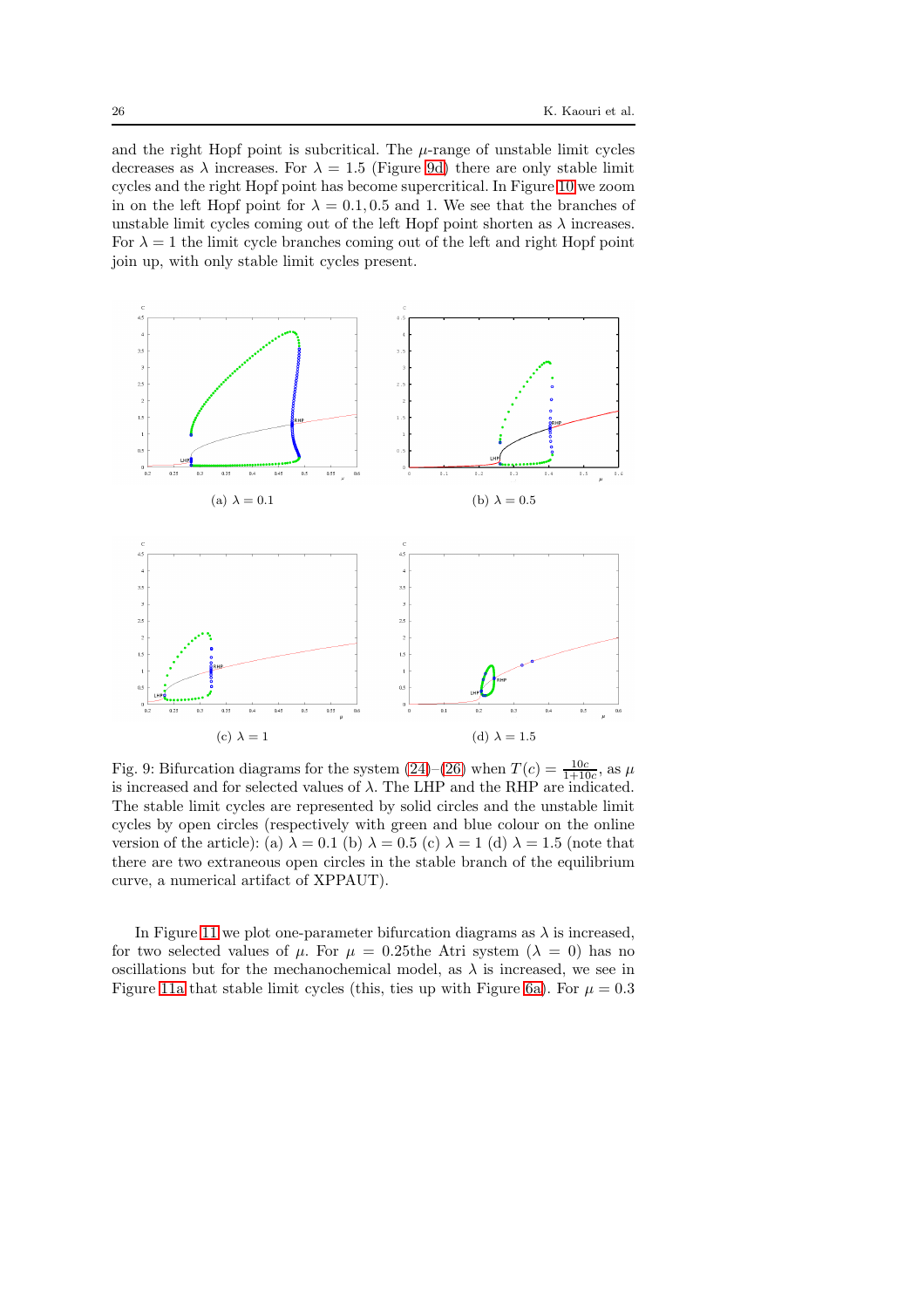and the right Hopf point is subcritical. The $\mu$-range of unstable limit cycles decreases as $\lambda$ increases. For $\lambda = 1.5$ (Figure 9d) there are only stable limit cycles and the right Hopf point has become supercritical. In Figure 10 we zoom in on the left Hopf point for $\lambda = 0.1, 0.5$ and 1. We see that the branches of unstable limit cycles coming out of the left Hopf point shorten as $\lambda$ increases. For $\lambda = 1$ the limit cycle branches coming out of the left and right Hopf point join up, with only stable limit cycles present.

(a) $\lambda = 0.1$

(b) $\lambda = 0.5$

(c) $\lambda = 1$

(d) $\lambda = 1.5$

Fig. 9: Bifurcation diagrams for the system (24)–(26) when $T(c) = \frac{10c}{1+10c}$, as $\mu$ is increased and for selected values of $\lambda$. The LHP and the RHP are indicated. The stable limit cycles are represented by solid circles and the unstable limit cycles by open circles (respectively with green and blue colour on the online version of the article): (a) $\lambda = 0.1$ (b) $\lambda = 0.5$ (c) $\lambda = 1$ (d) $\lambda = 1.5$ (note that there are two extraneous open circles in the stable branch of the equilibrium curve, a numerical artifact of XPPAUT).

In Figure 11 we plot one-parameter bifurcation diagrams as $\lambda$ is increased, for two selected values of $\mu$. For $\mu = 0.25$the Atri system ($\lambda = 0$) has no oscillations but for the mechanochemical model, as $\lambda$ is increased, we see in Figure 11a that stable limit cycles (this, ties up with Figure 6a). For $\mu = 0.3$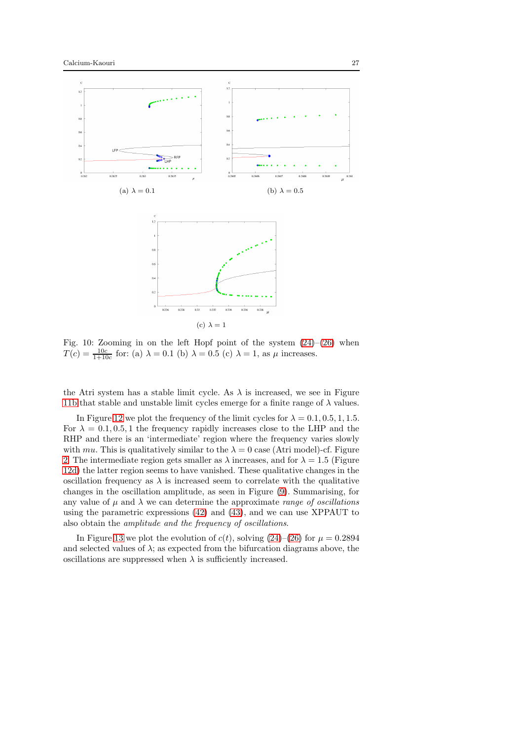(a) $\lambda = 0.1$

(b) $\lambda = 0.5$

(c) $\lambda = 1$

Fig. 10: Zooming in on the left Hopf point of the system (24)–(26) when $T(c) = \frac{10c}{1+10c}$ for: (a) $\lambda = 0.1$ (b) $\lambda = 0.5$ (c) $\lambda = 1$, as $\mu$ increases.

the Atri system has a stable limit cycle. As $\lambda$ is increased, we see in Figure 11b that stable and unstable limit cycles emerge for a finite range of $\lambda$ values.

In Figure 12 we plot the frequency of the limit cycles for $\lambda = 0.1, 0.5, 1, 1.5$. For $\lambda = 0.1, 0.5, 1$ the frequency rapidly increases close to the LHP and the RHP and there is an 'intermediate' region where the frequency varies slowly with $mu$. This is qualitatively similar to the $\lambda = 0$ case (Atri model)-cf. Figure 2. The intermediate region gets smaller as $\lambda$ increases, and for $\lambda = 1.5$ (Figure 12d) the latter region seems to have vanished. These qualitative changes in the oscillation frequency as $\lambda$ is increased seem to correlate with the qualitative changes in the oscillation amplitude, as seen in Figure (9). Summarising, for any value of $\mu$ and $\lambda$ we can determine the approximate *range of oscillations* using the parametric expressions (42) and (43), and we can use XPPAUT to also obtain the *amplitude and the frequency of oscillations*.

In Figure 13 we plot the evolution of $c(t)$, solving (24)–(26) for $\mu = 0.2894$ and selected values of $\lambda$; as expected from the bifurcation diagrams above, the oscillations are suppressed when $\lambda$ is sufficiently increased.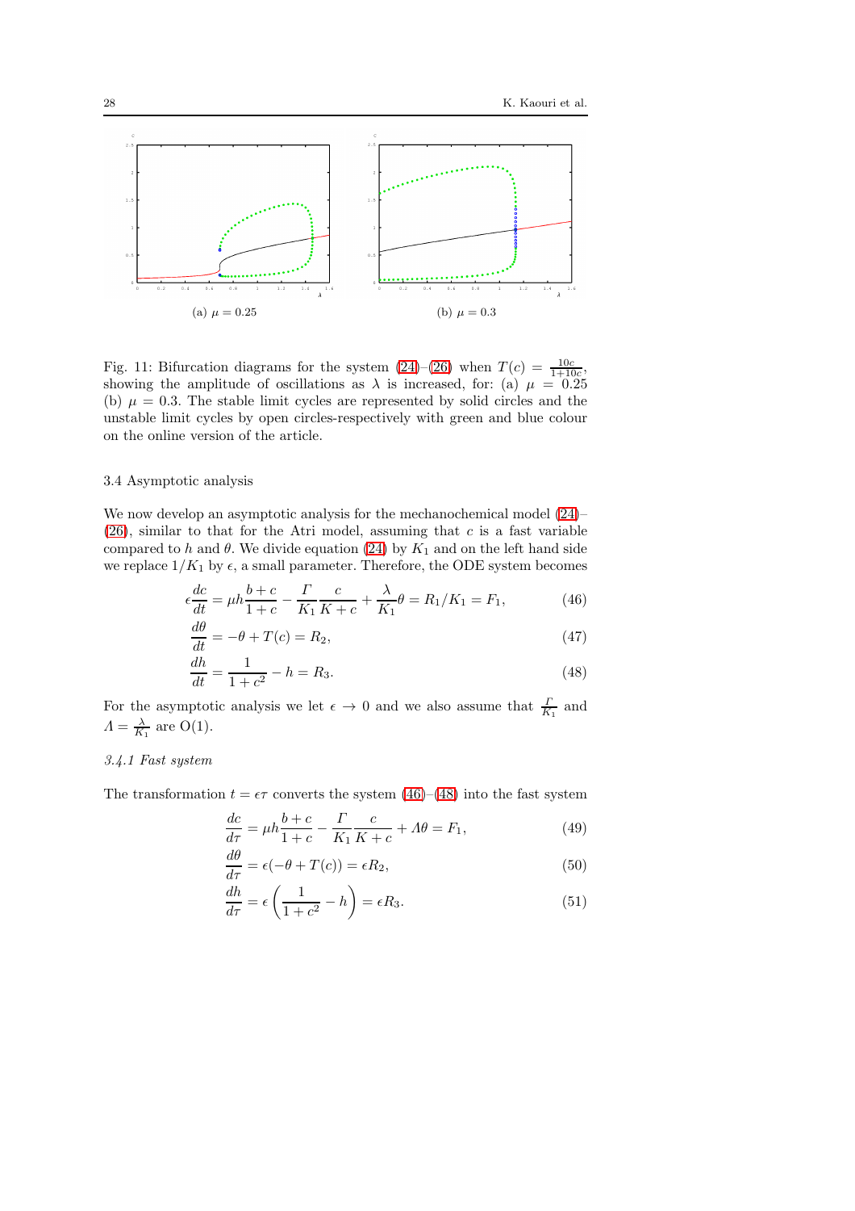(a) $\mu = 0.25$

(b) $\mu = 0.3$

Fig. 11: Bifurcation diagrams for the system (24)–(26) when $T(c) = \frac{10c}{1+10c}$, showing the amplitude of oscillations as $\lambda$ is increased, for: (a) $\mu = 0.25$ (b) $\mu = 0.3$. The stable limit cycles are represented by solid circles and the unstable limit cycles by open circles-respectively with green and blue colour on the online version of the article.

### 3.4 Asymptotic analysis

We now develop an asymptotic analysis for the mechanochemical model (24)–(26), similar to that for the Atri model, assuming that $c$ is a fast variable compared to $h$ and $\theta$. We divide equation (24) by $K_1$ and on the left hand side we replace $1/K_1$ by $\epsilon$, a small parameter. Therefore, the ODE system becomes

$$\epsilon \frac{dc}{dt} = \mu h \frac{b+c}{1+c} - \frac{\Gamma}{K_1}\frac{c}{K+c} + \frac{\lambda}{K_1}\theta = R_1/K_1 = F_1, \tag{46}$$

$$\frac{d\theta}{dt} = -\theta + T(c) = R_2, \tag{47}$$

$$\frac{dh}{dt} = \frac{1}{1+c^2} - h = R_3. \tag{48}$$

For the asymptotic analysis we let $\epsilon \to 0$ and we also assume that $\frac{\Gamma}{K_1}$ and $\Lambda = \frac{\lambda}{K_1}$ are O(1).

#### *3.4.1 Fast system*

The transformation $t = \epsilon\tau$ converts the system (46)–(48) into the fast system

$$\frac{dc}{d\tau} = \mu h \frac{b+c}{1+c} - \frac{\Gamma}{K_1}\frac{c}{K+c} + \Lambda\theta = F_1, \tag{49}$$

$$\frac{d\theta}{d\tau} = \epsilon(-\theta + T(c)) = \epsilon R_2, \tag{50}$$

$$\frac{dh}{d\tau} = \epsilon\left(\frac{1}{1+c^2} - h\right) = \epsilon R_3. \tag{51}$$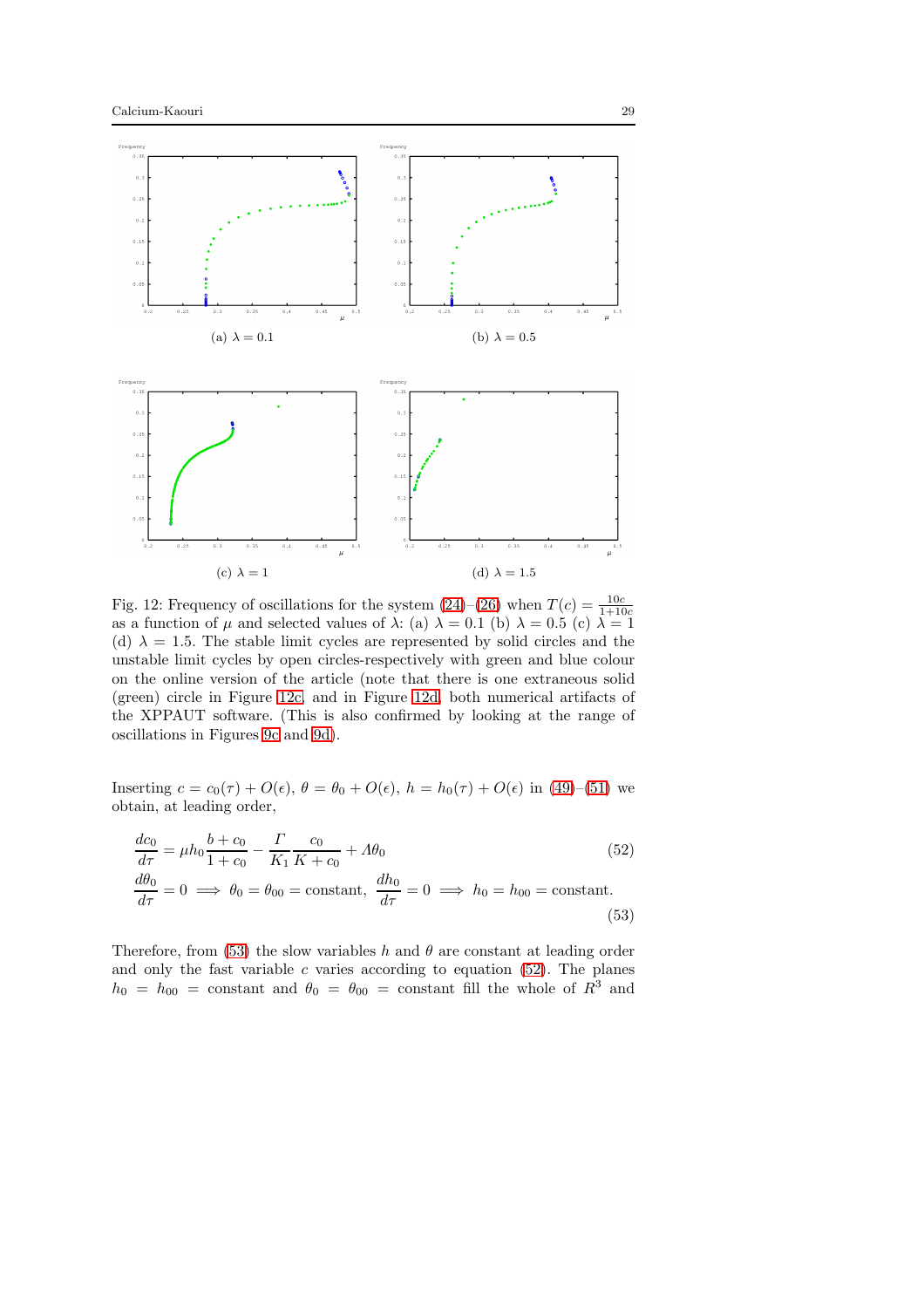(a) $\lambda = 0.1$

(b) $\lambda = 0.5$

(c) $\lambda = 1$

(d) $\lambda = 1.5$

Fig. 12: Frequency of oscillations for the system (24)–(26) when $T(c) = \frac{10c}{1+10c}$ as a function of $\mu$ and selected values of $\lambda$: (a) $\lambda = 0.1$ (b) $\lambda = 0.5$ (c) $\lambda = 1$ (d) $\lambda = 1.5$. The stable limit cycles are represented by solid circles and the unstable limit cycles by open circles-respectively with green and blue colour on the online version of the article (note that there is one extraneous solid (green) circle in Figure 12c, and in Figure 12d, both numerical artifacts of the XPPAUT software. (This is also confirmed by looking at the range of oscillations in Figures 9c and 9d).

Inserting $c = c_0(\tau) + O(\epsilon)$, $\theta = \theta_0 + O(\epsilon)$, $h = h_0(\tau) + O(\epsilon)$ in (49)–(51) we obtain, at leading order,

$$\frac{dc_0}{d\tau} = \mu h_0 \frac{b + c_0}{1 + c_0} - \frac{\Gamma}{K_1} \frac{c_0}{K + c_0} + \Lambda \theta_0 \tag{52}$$

$$\frac{d\theta_0}{d\tau} = 0 \implies \theta_0 = \theta_{00} = \text{constant}, \ \frac{dh_0}{d\tau} = 0 \implies h_0 = h_{00} = \text{constant}. \tag{53}$$

Therefore, from (53) the slow variables $h$ and $\theta$ are constant at leading order and only the fast variable $c$ varies according to equation (52). The planes $h_0 = h_{00} =$ constant and $\theta_0 = \theta_{00} =$ constant fill the whole of $R^3$ and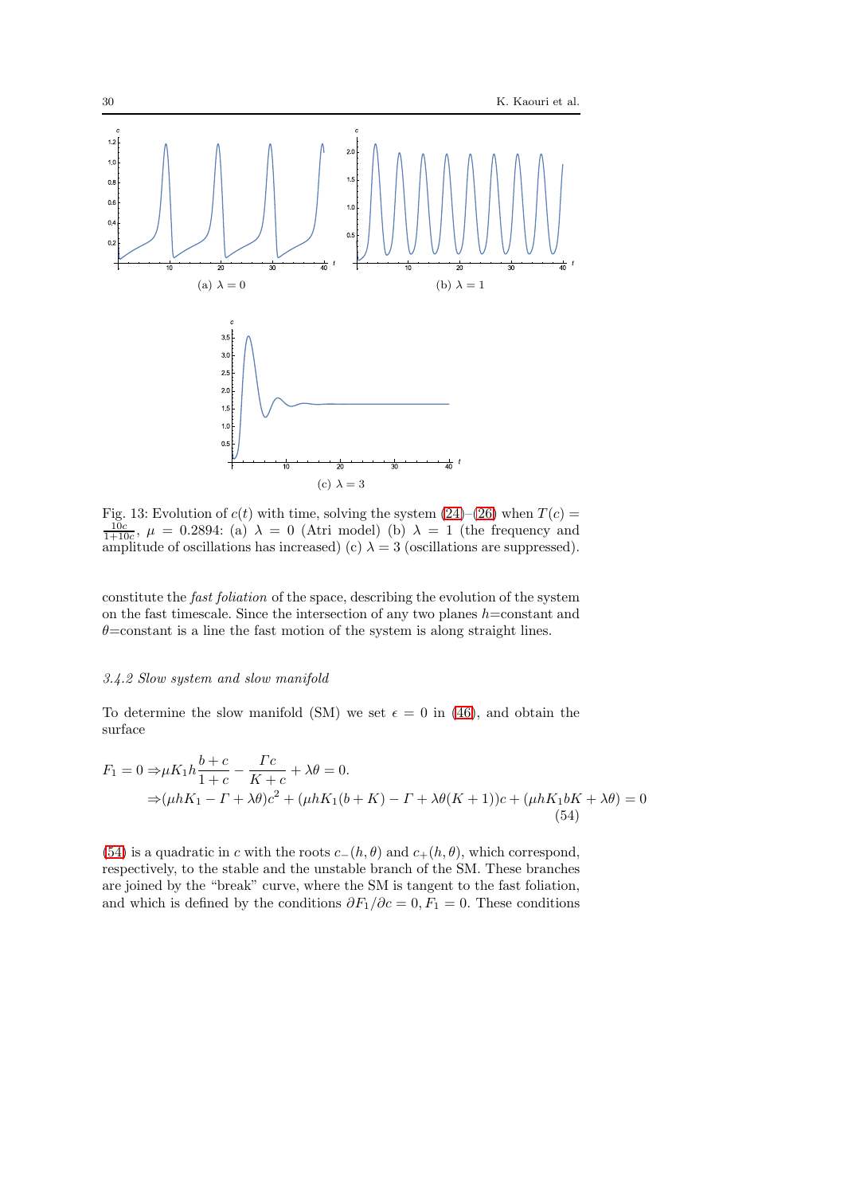(a) $\lambda = 0$

(b) $\lambda = 1$

(c) $\lambda = 3$

Fig. 13: Evolution of $c(t)$ with time, solving the system (24)–(26) when $T(c) = \frac{10c}{1+10c}$, $\mu = 0.2894$: (a) $\lambda = 0$ (Atri model) (b) $\lambda = 1$ (the frequency and amplitude of oscillations has increased) (c) $\lambda = 3$ (oscillations are suppressed).

constitute the *fast foliation* of the space, describing the evolution of the system on the fast timescale. Since the intersection of any two planes $h$=constant and $\theta$=constant is a line the fast motion of the system is along straight lines.

#### 3.4.2 Slow system and slow manifold

To determine the slow manifold (SM) we set $\epsilon = 0$ in (46), and obtain the surface

$$
\begin{aligned}
F_1 = 0 \Rightarrow & \mu K_1 h \frac{b+c}{1+c} - \frac{\Gamma c}{K+c} + \lambda\theta = 0. \\
\Rightarrow & (\mu h K_1 - \Gamma + \lambda\theta)c^2 + (\mu h K_1(b+K) - \Gamma + \lambda\theta(K+1))c + (\mu h K_1 b K + \lambda\theta) = 0
\end{aligned}
\tag{54}
$$

(54) is a quadratic in $c$ with the roots $c_-(h,\theta)$ and $c_+(h,\theta)$, which correspond, respectively, to the stable and the unstable branch of the SM. These branches are joined by the "break" curve, where the SM is tangent to the fast foliation, and which is defined by the conditions $\partial F_1/\partial c = 0, F_1 = 0$. These conditions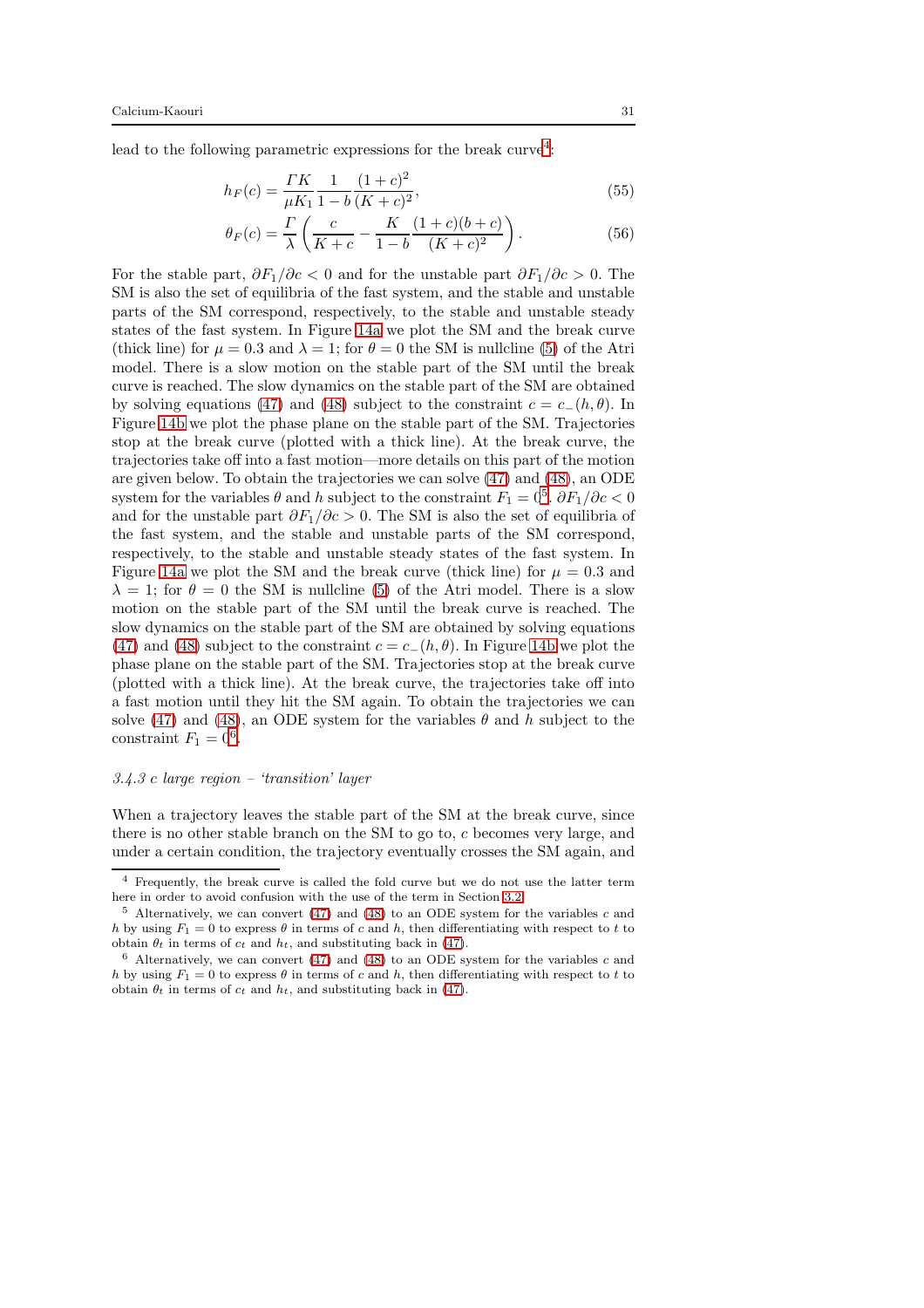lead to the following parametric expressions for the break curve[4]:

$$h_F(c) = \frac{\Gamma K}{\mu K_1} \frac{1}{1-b} \frac{(1+c)^2}{(K+c)^2}, \tag{55}$$

$$\theta_F(c) = \frac{\Gamma}{\lambda} \left( \frac{c}{K+c} - \frac{K}{1-b} \frac{(1+c)(b+c)}{(K+c)^2} \right). \tag{56}$$

For the stable part, $\partial F_1/\partial c < 0$ and for the unstable part $\partial F_1/\partial c > 0$. The SM is also the set of equilibria of the fast system, and the stable and unstable parts of the SM correspond, respectively, to the stable and unstable steady states of the fast system. In Figure 14a we plot the SM and the break curve (thick line) for $\mu = 0.3$ and $\lambda = 1$; for $\theta = 0$ the SM is nullcline (5) of the Atri model. There is a slow motion on the stable part of the SM until the break curve is reached. The slow dynamics on the stable part of the SM are obtained by solving equations (47) and (48) subject to the constraint $c = c_-(h, \theta)$. In Figure 14b we plot the phase plane on the stable part of the SM. Trajectories stop at the break curve (plotted with a thick line). At the break curve, the trajectories take off into a fast motion—more details on this part of the motion are given below. To obtain the trajectories we can solve (47) and (48), an ODE system for the variables $\theta$ and $h$ subject to the constraint $F_1 = 0$[5]. $\partial F_1/\partial c < 0$ and for the unstable part $\partial F_1/\partial c > 0$. The SM is also the set of equilibria of the fast system, and the stable and unstable parts of the SM correspond, respectively, to the stable and unstable steady states of the fast system. In Figure 14a we plot the SM and the break curve (thick line) for $\mu = 0.3$ and $\lambda = 1$; for $\theta = 0$ the SM is nullcline (5) of the Atri model. There is a slow motion on the stable part of the SM until the break curve is reached. The slow dynamics on the stable part of the SM are obtained by solving equations (47) and (48) subject to the constraint $c = c_-(h, \theta)$. In Figure 14b we plot the phase plane on the stable part of the SM. Trajectories stop at the break curve (plotted with a thick line). At the break curve, the trajectories take off into a fast motion until they hit the SM again. To obtain the trajectories we can solve (47) and (48), an ODE system for the variables $\theta$ and $h$ subject to the constraint $F_1 = 0$[6].

### *3.4.3 c large region – 'transition' layer*

When a trajectory leaves the stable part of the SM at the break curve, since there is no other stable branch on the SM to go to, $c$ becomes very large, and under a certain condition, the trajectory eventually crosses the SM again, and

---

[4] Frequently, the break curve is called the fold curve but we do not use the latter term here in order to avoid confusion with the use of the term in Section 3.2.

[5] Alternatively, we can convert (47) and (48) to an ODE system for the variables $c$ and $h$ by using $F_1 = 0$ to express $\theta$ in terms of $c$ and $h$, then differentiating with respect to $t$ to obtain $\theta_t$ in terms of $c_t$ and $h_t$, and substituting back in (47).

[6] Alternatively, we can convert (47) and (48) to an ODE system for the variables $c$ and $h$ by using $F_1 = 0$ to express $\theta$ in terms of $c$ and $h$, then differentiating with respect to $t$ to obtain $\theta_t$ in terms of $c_t$ and $h_t$, and substituting back in (47).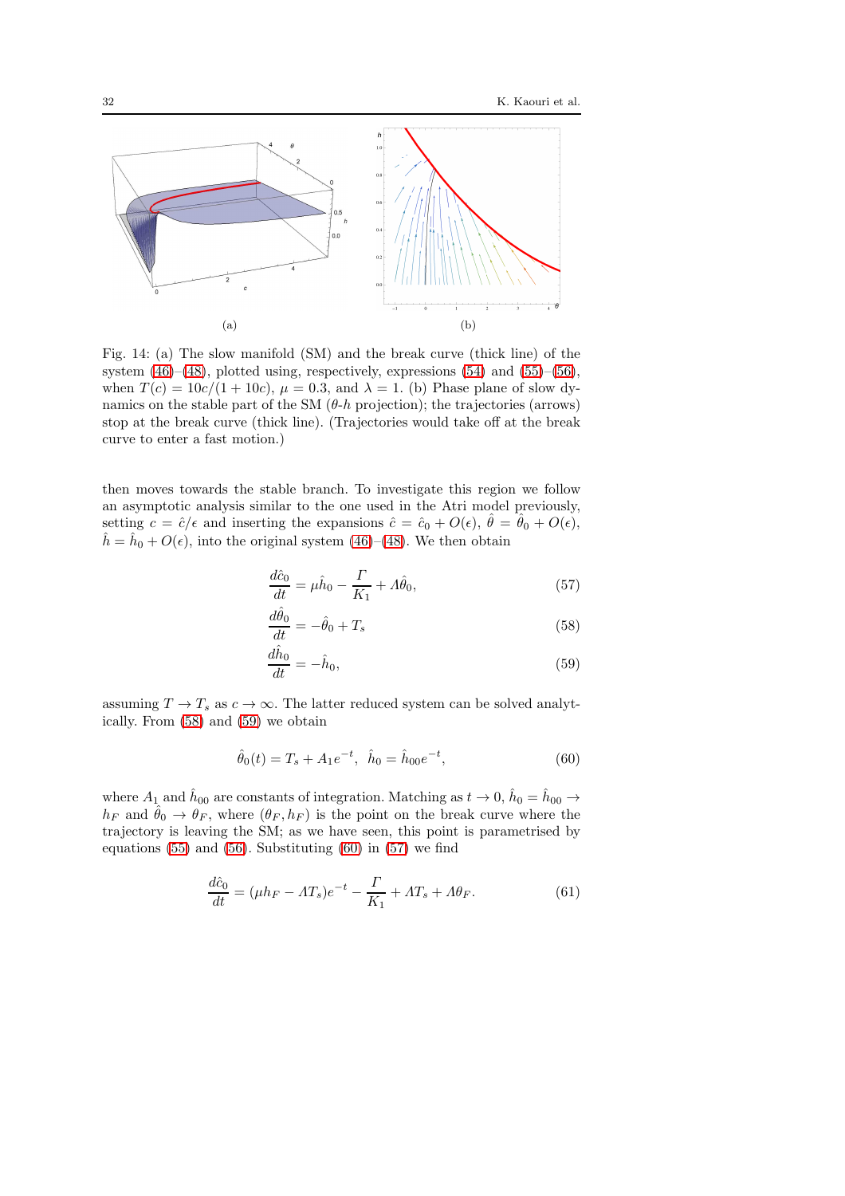(a)

(b)

Fig. 14: (a) The slow manifold (SM) and the break curve (thick line) of the system (46)–(48), plotted using, respectively, expressions (54) and (55)–(56), when $T(c) = 10c/(1 + 10c)$, $\mu = 0.3$, and $\lambda = 1$. (b) Phase plane of slow dynamics on the stable part of the SM ($\theta$-$h$ projection); the trajectories (arrows) stop at the break curve (thick line). (Trajectories would take off at the break curve to enter a fast motion.)

then moves towards the stable branch. To investigate this region we follow an asymptotic analysis similar to the one used in the Atri model previously, setting $c = \hat{c}/\epsilon$ and inserting the expansions $\hat{c} = \hat{c}_0 + O(\epsilon)$, $\hat{\theta} = \hat{\theta}_0 + O(\epsilon)$, $\hat{h} = \hat{h}_0 + O(\epsilon)$, into the original system (46)–(48). We then obtain

$$\frac{d\hat{c}_0}{dt} = \mu\hat{h}_0 - \frac{\Gamma}{K_1} + \Lambda\hat{\theta}_0, \tag{57}$$

$$\frac{d\hat{\theta}_0}{dt} = -\hat{\theta}_0 + T_s \tag{58}$$

$$\frac{d\hat{h}_0}{dt} = -\hat{h}_0, \tag{59}$$

assuming $T \to T_s$ as $c \to \infty$. The latter reduced system can be solved analytically. From (58) and (59) we obtain

$$\hat{\theta}_0(t) = T_s + A_1 e^{-t}, \;\; \hat{h}_0 = \hat{h}_{00} e^{-t}, \tag{60}$$

where $A_1$ and $\hat{h}_{00}$ are constants of integration. Matching as $t \to 0$, $\hat{h}_0 = \hat{h}_{00} \to h_F$ and $\hat{\theta}_0 \to \theta_F$, where $(\theta_F, h_F)$ is the point on the break curve where the trajectory is leaving the SM; as we have seen, this point is parametrised by equations (55) and (56). Substituting (60) in (57) we find

$$\frac{d\hat{c}_0}{dt} = (\mu h_F - \Lambda T_s)e^{-t} - \frac{\Gamma}{K_1} + \Lambda T_s + \Lambda\theta_F. \tag{61}$$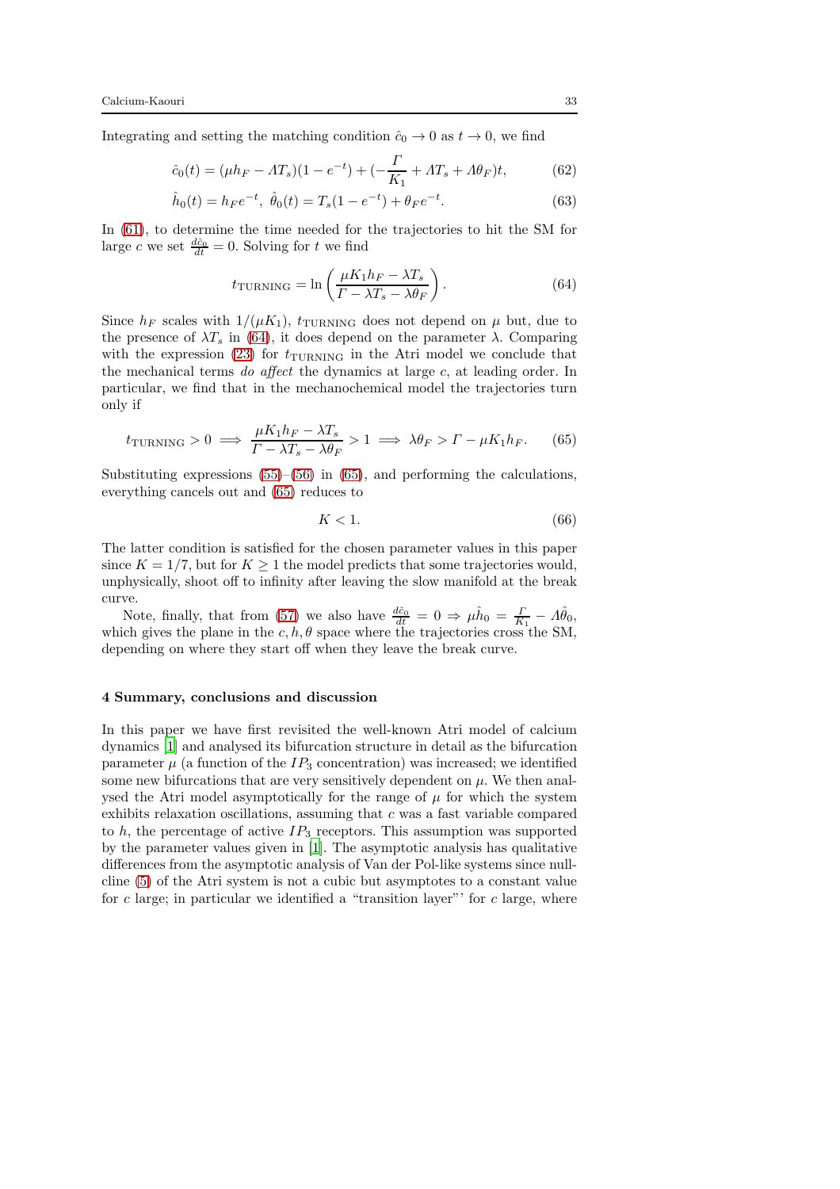Integrating and setting the matching condition $\hat{c}_0 \to 0$ as $t \to 0$, we find

$$\hat{c}_0(t) = (\mu h_F - \Lambda T_s)(1 - e^{-t}) + (-\frac{\Gamma}{K_1} + \Lambda T_s + \Lambda \theta_F)t, \tag{62}$$

$$\hat{h}_0(t) = h_F e^{-t}, \ \hat{\theta}_0(t) = T_s(1 - e^{-t}) + \theta_F e^{-t}. \tag{63}$$

In (61), to determine the time needed for the trajectories to hit the SM for large $c$ we set $\frac{d\hat{c}_0}{dt} = 0$. Solving for $t$ we find

$$t_{\text{TURNING}} = \ln\left(\frac{\mu K_1 h_F - \lambda T_s}{\Gamma - \lambda T_s - \lambda \theta_F}\right). \tag{64}$$

Since $h_F$ scales with $1/(\mu K_1)$, $t_{\text{TURNING}}$ does not depend on $\mu$ but, due to the presence of $\lambda T_s$ in (64), it does depend on the parameter $\lambda$. Comparing with the expression (23) for $t_{\text{TURNING}}$ in the Atri model we conclude that the mechanical terms *do affect* the dynamics at large $c$, at leading order. In particular, we find that in the mechanochemical model the trajectories turn only if

$$t_{\text{TURNING}} > 0 \implies \frac{\mu K_1 h_F - \lambda T_s}{\Gamma - \lambda T_s - \lambda \theta_F} > 1 \implies \lambda \theta_F > \Gamma - \mu K_1 h_F. \tag{65}$$

Substituting expressions (55)–(56) in (65), and performing the calculations, everything cancels out and (65) reduces to

$$K < 1. \tag{66}$$

The latter condition is satisfied for the chosen parameter values in this paper since $K = 1/7$, but for $K \geq 1$ the model predicts that some trajectories would, unphysically, shoot off to infinity after leaving the slow manifold at the break curve.

Note, finally, that from (57) we also have $\frac{d\hat{c}_0}{dt} = 0 \Rightarrow \mu \hat{h}_0 = \frac{\Gamma}{K_1} - \Lambda \hat{\theta}_0$, which gives the plane in the $c, h, \theta$ space where the trajectories cross the SM, depending on where they start off when they leave the break curve.

## 4 Summary, conclusions and discussion

In this paper we have first revisited the well-known Atri model of calcium dynamics [1] and analysed its bifurcation structure in detail as the bifurcation parameter $\mu$ (a function of the $IP_3$ concentration) was increased; we identified some new bifurcations that are very sensitively dependent on $\mu$. We then analysed the Atri model asymptotically for the range of $\mu$ for which the system exhibits relaxation oscillations, assuming that $c$ was a fast variable compared to $h$, the percentage of active $IP_3$ receptors. This assumption was supported by the parameter values given in [1]. The asymptotic analysis has qualitative differences from the asymptotic analysis of Van der Pol-like systems since nullcline (5) of the Atri system is not a cubic but asymptotes to a constant value for $c$ large; in particular we identified a "transition layer"' for $c$ large, where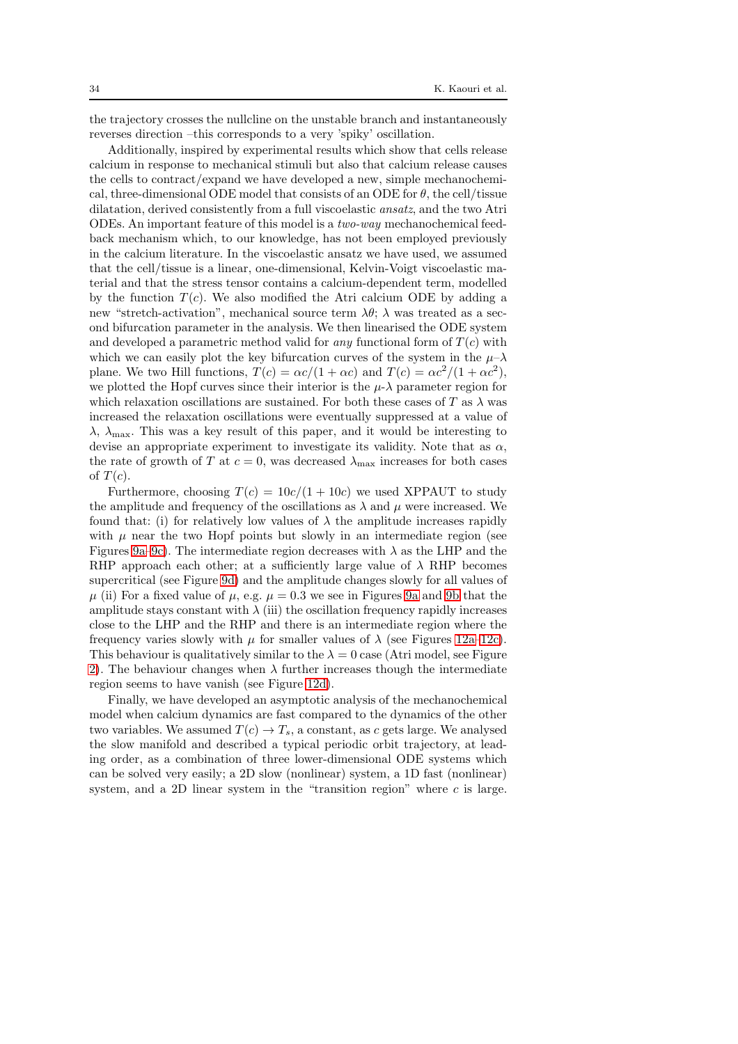the trajectory crosses the nullcline on the unstable branch and instantaneously reverses direction –this corresponds to a very 'spiky' oscillation.

Additionally, inspired by experimental results which show that cells release calcium in response to mechanical stimuli but also that calcium release causes the cells to contract/expand we have developed a new, simple mechanochemical, three-dimensional ODE model that consists of an ODE for $\theta$, the cell/tissue dilatation, derived consistently from a full viscoelastic *ansatz*, and the two Atri ODEs. An important feature of this model is a *two-way* mechanochemical feedback mechanism which, to our knowledge, has not been employed previously in the calcium literature. In the viscoelastic ansatz we have used, we assumed that the cell/tissue is a linear, one-dimensional, Kelvin-Voigt viscoelastic material and that the stress tensor contains a calcium-dependent term, modelled by the function $T(c)$. We also modified the Atri calcium ODE by adding a new "stretch-activation", mechanical source term $\lambda\theta$; $\lambda$ was treated as a second bifurcation parameter in the analysis. We then linearised the ODE system and developed a parametric method valid for *any* functional form of $T(c)$ with which we can easily plot the key bifurcation curves of the system in the $\mu$–$\lambda$ plane. We two Hill functions, $T(c) = \alpha c/(1 + \alpha c)$ and $T(c) = \alpha c^2/(1 + \alpha c^2)$, we plotted the Hopf curves since their interior is the $\mu$-$\lambda$ parameter region for which relaxation oscillations are sustained. For both these cases of $T$ as $\lambda$ was increased the relaxation oscillations were eventually suppressed at a value of $\lambda$, $\lambda_{\max}$. This was a key result of this paper, and it would be interesting to devise an appropriate experiment to investigate its validity. Note that as $\alpha$, the rate of growth of $T$ at $c = 0$, was decreased $\lambda_{\max}$ increases for both cases of $T(c)$.

Furthermore, choosing $T(c) = 10c/(1 + 10c)$ we used XPPAUT to study the amplitude and frequency of the oscillations as $\lambda$ and $\mu$ were increased. We found that: (i) for relatively low values of $\lambda$ the amplitude increases rapidly with $\mu$ near the two Hopf points but slowly in an intermediate region (see Figures 9a–9c). The intermediate region decreases with $\lambda$ as the LHP and the RHP approach each other; at a sufficiently large value of $\lambda$ RHP becomes supercritical (see Figure 9d) and the amplitude changes slowly for all values of $\mu$ (ii) For a fixed value of $\mu$, e.g. $\mu = 0.3$ we see in Figures 9a and 9b that the amplitude stays constant with $\lambda$ (iii) the oscillation frequency rapidly increases close to the LHP and the RHP and there is an intermediate region where the frequency varies slowly with $\mu$ for smaller values of $\lambda$ (see Figures 12a–12c). This behaviour is qualitatively similar to the $\lambda = 0$ case (Atri model, see Figure 2). The behaviour changes when $\lambda$ further increases though the intermediate region seems to have vanish (see Figure 12d).

Finally, we have developed an asymptotic analysis of the mechanochemical model when calcium dynamics are fast compared to the dynamics of the other two variables. We assumed $T(c) \to T_s$, a constant, as $c$ gets large. We analysed the slow manifold and described a typical periodic orbit trajectory, at leading order, as a combination of three lower-dimensional ODE systems which can be solved very easily; a 2D slow (nonlinear) system, a 1D fast (nonlinear) system, and a 2D linear system in the "transition region" where $c$ is large.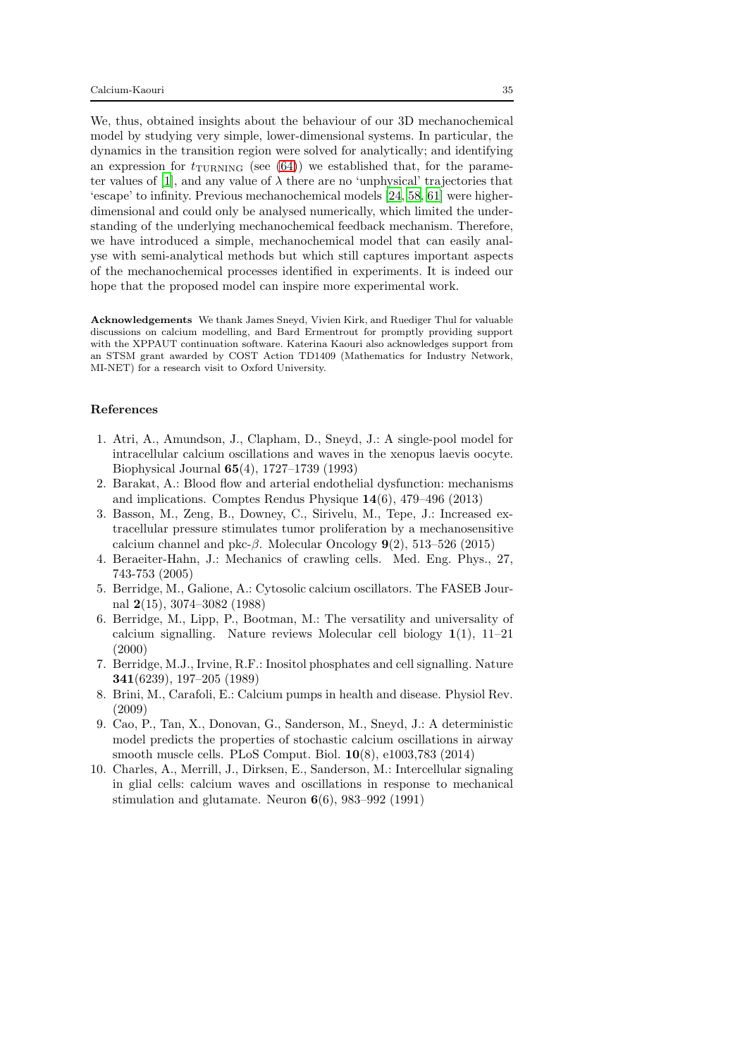We, thus, obtained insights about the behaviour of our 3D mechanochemical model by studying very simple, lower-dimensional systems. In particular, the dynamics in the transition region were solved for analytically; and identifying an expression for $t_{\mathrm{TURNING}}$ (see (64)) we established that, for the parameter values of [1], and any value of $\lambda$ there are no 'unphysical' trajectories that 'escape' to infinity. Previous mechanochemical models [24, 58, 61] were higher-dimensional and could only be analysed numerically, which limited the understanding of the underlying mechanochemical feedback mechanism. Therefore, we have introduced a simple, mechanochemical model that can easily analyse with semi-analytical methods but which still captures important aspects of the mechanochemical processes identified in experiments. It is indeed our hope that the proposed model can inspire more experimental work.

**Acknowledgements** We thank James Sneyd, Vivien Kirk, and Ruediger Thul for valuable discussions on calcium modelling, and Bard Ermentrout for promptly providing support with the XPPAUT continuation software. Katerina Kaouri also acknowledges support from an STSM grant awarded by COST Action TD1409 (Mathematics for Industry Network, MI-NET) for a research visit to Oxford University.

## References

1. Atri, A., Amundson, J., Clapham, D., Sneyd, J.: A single-pool model for intracellular calcium oscillations and waves in the xenopus laevis oocyte. Biophysical Journal **65**(4), 1727–1739 (1993)
2. Barakat, A.: Blood flow and arterial endothelial dysfunction: mechanisms and implications. Comptes Rendus Physique **14**(6), 479–496 (2013)
3. Basson, M., Zeng, B., Downey, C., Sirivelu, M., Tepe, J.: Increased extracellular pressure stimulates tumor proliferation by a mechanosensitive calcium channel and pkc-$\beta$. Molecular Oncology **9**(2), 513–526 (2015)
4. Beraeiter-Hahn, J.: Mechanics of crawling cells. Med. Eng. Phys., 27, 743-753 (2005)
5. Berridge, M., Galione, A.: Cytosolic calcium oscillators. The FASEB Journal **2**(15), 3074–3082 (1988)
6. Berridge, M., Lipp, P., Bootman, M.: The versatility and universality of calcium signalling. Nature reviews Molecular cell biology **1**(1), 11–21 (2000)
7. Berridge, M.J., Irvine, R.F.: Inositol phosphates and cell signalling. Nature **341**(6239), 197–205 (1989)
8. Brini, M., Carafoli, E.: Calcium pumps in health and disease. Physiol Rev. (2009)
9. Cao, P., Tan, X., Donovan, G., Sanderson, M., Sneyd, J.: A deterministic model predicts the properties of stochastic calcium oscillations in airway smooth muscle cells. PLoS Comput. Biol. **10**(8), e1003,783 (2014)
10. Charles, A., Merrill, J., Dirksen, E., Sanderson, M.: Intercellular signaling in glial cells: calcium waves and oscillations in response to mechanical stimulation and glutamate. Neuron **6**(6), 983–992 (1991)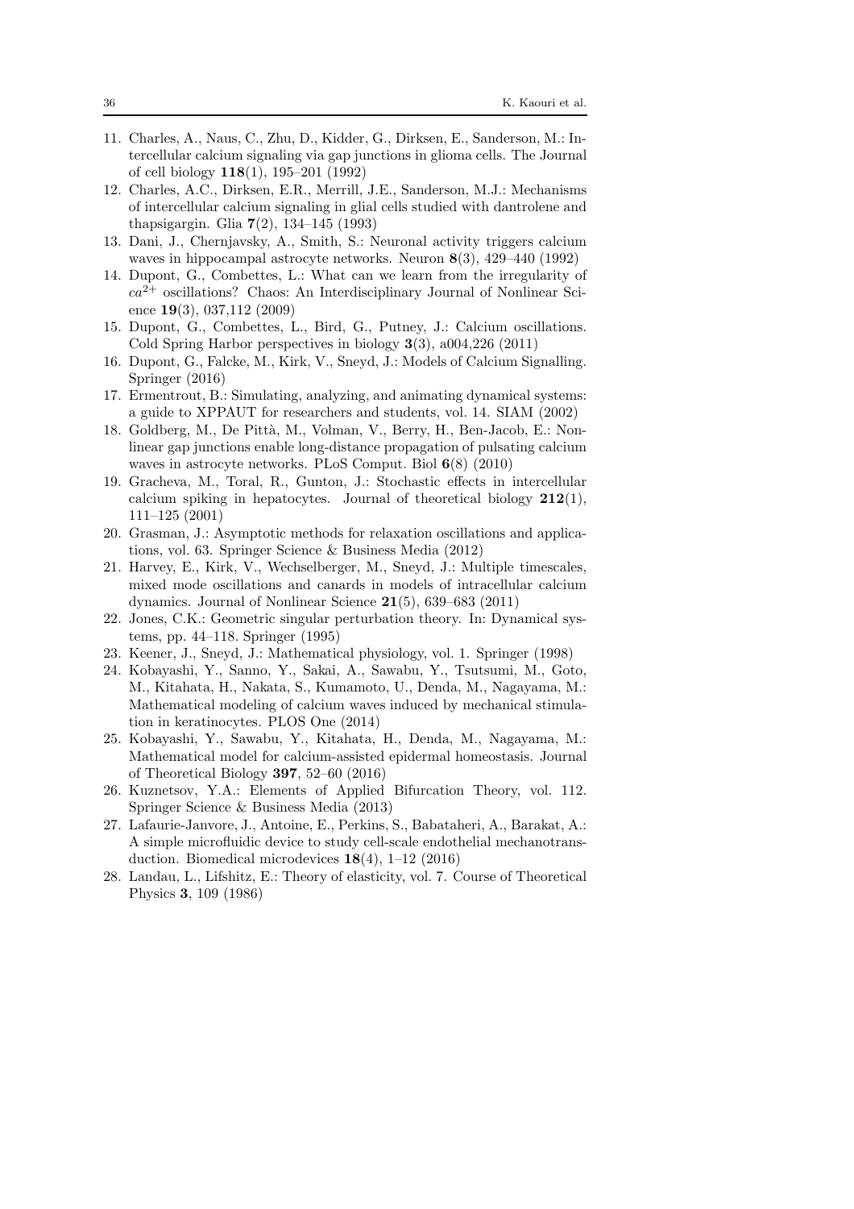11. Charles, A., Naus, C., Zhu, D., Kidder, G., Dirksen, E., Sanderson, M.: Intercellular calcium signaling via gap junctions in glioma cells. The Journal of cell biology **118**(1), 195–201 (1992)
12. Charles, A.C., Dirksen, E.R., Merrill, J.E., Sanderson, M.J.: Mechanisms of intercellular calcium signaling in glial cells studied with dantrolene and thapsigargin. Glia **7**(2), 134–145 (1993)
13. Dani, J., Chernjavsky, A., Smith, S.: Neuronal activity triggers calcium waves in hippocampal astrocyte networks. Neuron **8**(3), 429–440 (1992)
14. Dupont, G., Combettes, L.: What can we learn from the irregularity of $ca^{2+}$ oscillations? Chaos: An Interdisciplinary Journal of Nonlinear Science **19**(3), 037,112 (2009)
15. Dupont, G., Combettes, L., Bird, G., Putney, J.: Calcium oscillations. Cold Spring Harbor perspectives in biology **3**(3), a004,226 (2011)
16. Dupont, G., Falcke, M., Kirk, V., Sneyd, J.: Models of Calcium Signalling. Springer (2016)
17. Ermentrout, B.: Simulating, analyzing, and animating dynamical systems: a guide to XPPAUT for researchers and students, vol. 14. SIAM (2002)
18. Goldberg, M., De Pittà, M., Volman, V., Berry, H., Ben-Jacob, E.: Nonlinear gap junctions enable long-distance propagation of pulsating calcium waves in astrocyte networks. PLoS Comput. Biol **6**(8) (2010)
19. Gracheva, M., Toral, R., Gunton, J.: Stochastic effects in intercellular calcium spiking in hepatocytes. Journal of theoretical biology **212**(1), 111–125 (2001)
20. Grasman, J.: Asymptotic methods for relaxation oscillations and applications, vol. 63. Springer Science & Business Media (2012)
21. Harvey, E., Kirk, V., Wechselberger, M., Sneyd, J.: Multiple timescales, mixed mode oscillations and canards in models of intracellular calcium dynamics. Journal of Nonlinear Science **21**(5), 639–683 (2011)
22. Jones, C.K.: Geometric singular perturbation theory. In: Dynamical systems, pp. 44–118. Springer (1995)
23. Keener, J., Sneyd, J.: Mathematical physiology, vol. 1. Springer (1998)
24. Kobayashi, Y., Sanno, Y., Sakai, A., Sawabu, Y., Tsutsumi, M., Goto, M., Kitahata, H., Nakata, S., Kumamoto, U., Denda, M., Nagayama, M.: Mathematical modeling of calcium waves induced by mechanical stimulation in keratinocytes. PLOS One (2014)
25. Kobayashi, Y., Sawabu, Y., Kitahata, H., Denda, M., Nagayama, M.: Mathematical model for calcium-assisted epidermal homeostasis. Journal of Theoretical Biology **397**, 52–60 (2016)
26. Kuznetsov, Y.A.: Elements of Applied Bifurcation Theory, vol. 112. Springer Science & Business Media (2013)
27. Lafaurie-Janvore, J., Antoine, E., Perkins, S., Babataheri, A., Barakat, A.: A simple microfluidic device to study cell-scale endothelial mechanotransduction. Biomedical microdevices **18**(4), 1–12 (2016)
28. Landau, L., Lifshitz, E.: Theory of elasticity, vol. 7. Course of Theoretical Physics **3**, 109 (1986)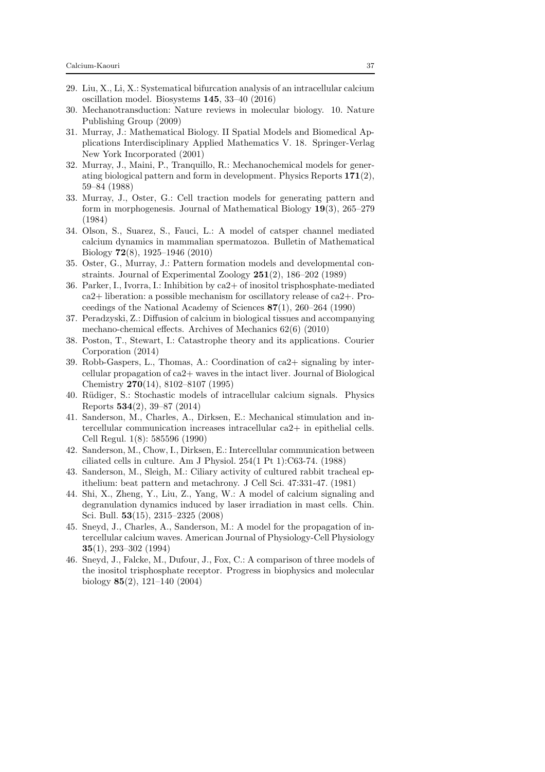29. Liu, X., Li, X.: Systematical bifurcation analysis of an intracellular calcium oscillation model. Biosystems **145**, 33–40 (2016)
30. Mechanotransduction: Nature reviews in molecular biology. 10. Nature Publishing Group (2009)
31. Murray, J.: Mathematical Biology. II Spatial Models and Biomedical Applications Interdisciplinary Applied Mathematics V. 18. Springer-Verlag New York Incorporated (2001)
32. Murray, J., Maini, P., Tranquillo, R.: Mechanochemical models for generating biological pattern and form in development. Physics Reports **171**(2), 59–84 (1988)
33. Murray, J., Oster, G.: Cell traction models for generating pattern and form in morphogenesis. Journal of Mathematical Biology **19**(3), 265–279 (1984)
34. Olson, S., Suarez, S., Fauci, L.: A model of catsper channel mediated calcium dynamics in mammalian spermatozoa. Bulletin of Mathematical Biology **72**(8), 1925–1946 (2010)
35. Oster, G., Murray, J.: Pattern formation models and developmental constraints. Journal of Experimental Zoology **251**(2), 186–202 (1989)
36. Parker, I., Ivorra, I.: Inhibition by ca2+ of inositol trisphosphate-mediated ca2+ liberation: a possible mechanism for oscillatory release of ca2+. Proceedings of the National Academy of Sciences **87**(1), 260–264 (1990)
37. Peradzyski, Z.: Diffusion of calcium in biological tissues and accompanying mechano-chemical effects. Archives of Mechanics 62(6) (2010)
38. Poston, T., Stewart, I.: Catastrophe theory and its applications. Courier Corporation (2014)
39. Robb-Gaspers, L., Thomas, A.: Coordination of ca2+ signaling by intercellular propagation of ca2+ waves in the intact liver. Journal of Biological Chemistry **270**(14), 8102–8107 (1995)
40. Rüdiger, S.: Stochastic models of intracellular calcium signals. Physics Reports **534**(2), 39–87 (2014)
41. Sanderson, M., Charles, A., Dirksen, E.: Mechanical stimulation and intercellular communication increases intracellular ca2+ in epithelial cells. Cell Regul. 1(8): 585596 (1990)
42. Sanderson, M., Chow, I., Dirksen, E.: Intercellular communication between ciliated cells in culture. Am J Physiol. 254(1 Pt 1):C63-74. (1988)
43. Sanderson, M., Sleigh, M.: Ciliary activity of cultured rabbit tracheal epithelium: beat pattern and metachrony. J Cell Sci. 47:331-47. (1981)
44. Shi, X., Zheng, Y., Liu, Z., Yang, W.: A model of calcium signaling and degranulation dynamics induced by laser irradiation in mast cells. Chin. Sci. Bull. **53**(15), 2315–2325 (2008)
45. Sneyd, J., Charles, A., Sanderson, M.: A model for the propagation of intercellular calcium waves. American Journal of Physiology-Cell Physiology **35**(1), 293–302 (1994)
46. Sneyd, J., Falcke, M., Dufour, J., Fox, C.: A comparison of three models of the inositol trisphosphate receptor. Progress in biophysics and molecular biology **85**(2), 121–140 (2004)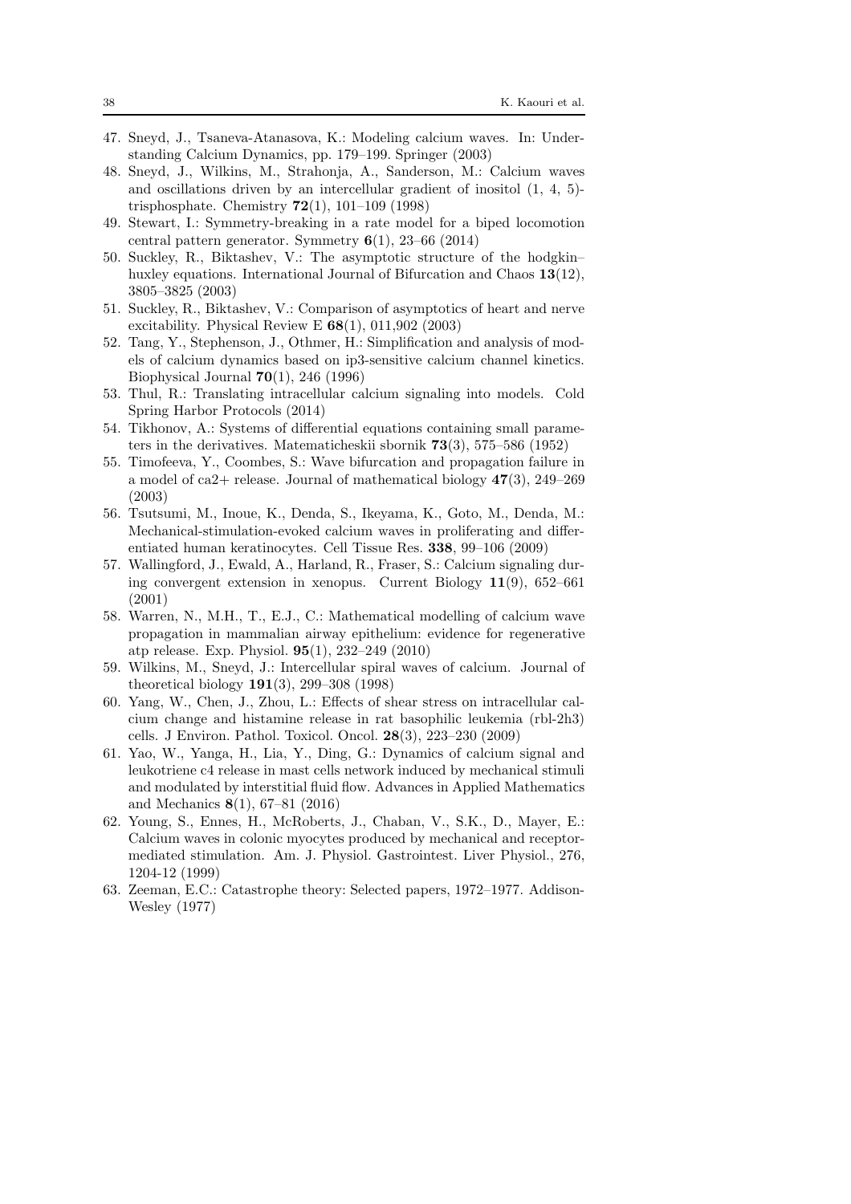47. Sneyd, J., Tsaneva-Atanasova, K.: Modeling calcium waves. In: Understanding Calcium Dynamics, pp. 179–199. Springer (2003)
48. Sneyd, J., Wilkins, M., Strahonja, A., Sanderson, M.: Calcium waves and oscillations driven by an intercellular gradient of inositol (1, 4, 5)-trisphosphate. Chemistry **72**(1), 101–109 (1998)
49. Stewart, I.: Symmetry-breaking in a rate model for a biped locomotion central pattern generator. Symmetry **6**(1), 23–66 (2014)
50. Suckley, R., Biktashev, V.: The asymptotic structure of the hodgkin–huxley equations. International Journal of Bifurcation and Chaos **13**(12), 3805–3825 (2003)
51. Suckley, R., Biktashev, V.: Comparison of asymptotics of heart and nerve excitability. Physical Review E **68**(1), 011,902 (2003)
52. Tang, Y., Stephenson, J., Othmer, H.: Simplification and analysis of models of calcium dynamics based on ip3-sensitive calcium channel kinetics. Biophysical Journal **70**(1), 246 (1996)
53. Thul, R.: Translating intracellular calcium signaling into models. Cold Spring Harbor Protocols (2014)
54. Tikhonov, A.: Systems of differential equations containing small parameters in the derivatives. Matematicheskii sbornik **73**(3), 575–586 (1952)
55. Timofeeva, Y., Coombes, S.: Wave bifurcation and propagation failure in a model of ca2+ release. Journal of mathematical biology **47**(3), 249–269 (2003)
56. Tsutsumi, M., Inoue, K., Denda, S., Ikeyama, K., Goto, M., Denda, M.: Mechanical-stimulation-evoked calcium waves in proliferating and differentiated human keratinocytes. Cell Tissue Res. **338**, 99–106 (2009)
57. Wallingford, J., Ewald, A., Harland, R., Fraser, S.: Calcium signaling during convergent extension in xenopus. Current Biology **11**(9), 652–661 (2001)
58. Warren, N., M.H., T., E.J., C.: Mathematical modelling of calcium wave propagation in mammalian airway epithelium: evidence for regenerative atp release. Exp. Physiol. **95**(1), 232–249 (2010)
59. Wilkins, M., Sneyd, J.: Intercellular spiral waves of calcium. Journal of theoretical biology **191**(3), 299–308 (1998)
60. Yang, W., Chen, J., Zhou, L.: Effects of shear stress on intracellular calcium change and histamine release in rat basophilic leukemia (rbl-2h3) cells. J Environ. Pathol. Toxicol. Oncol. **28**(3), 223–230 (2009)
61. Yao, W., Yanga, H., Lia, Y., Ding, G.: Dynamics of calcium signal and leukotriene c4 release in mast cells network induced by mechanical stimuli and modulated by interstitial fluid flow. Advances in Applied Mathematics and Mechanics **8**(1), 67–81 (2016)
62. Young, S., Ennes, H., McRoberts, J., Chaban, V., S.K., D., Mayer, E.: Calcium waves in colonic myocytes produced by mechanical and receptor-mediated stimulation. Am. J. Physiol. Gastrointest. Liver Physiol., 276, 1204-12 (1999)
63. Zeeman, E.C.: Catastrophe theory: Selected papers, 1972–1977. Addison-Wesley (1977)